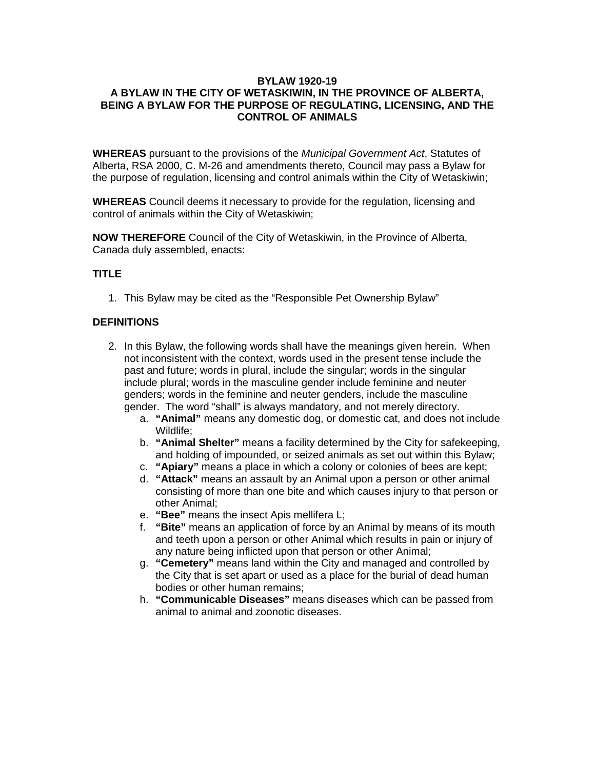**BYLAW 1920-19**
**A BYLAW IN THE CITY OF WETASKIWIN, IN THE PROVINCE OF ALBERTA, BEING A BYLAW FOR THE PURPOSE OF REGULATING, LICENSING, AND THE CONTROL OF ANIMALS**

**WHEREAS** pursuant to the provisions of the *Municipal Government Act*, Statutes of Alberta, RSA 2000, C. M-26 and amendments thereto, Council may pass a Bylaw for the purpose of regulation, licensing and control animals within the City of Wetaskiwin;

**WHEREAS** Council deems it necessary to provide for the regulation, licensing and control of animals within the City of Wetaskiwin;

**NOW THEREFORE** Council of the City of Wetaskiwin, in the Province of Alberta, Canada duly assembled, enacts:

## TITLE

1. This Bylaw may be cited as the "Responsible Pet Ownership Bylaw"

## DEFINITIONS

2. In this Bylaw, the following words shall have the meanings given herein. When not inconsistent with the context, words used in the present tense include the past and future; words in plural, include the singular; words in the singular include plural; words in the masculine gender include feminine and neuter genders; words in the feminine and neuter genders, include the masculine gender. The word "shall" is always mandatory, and not merely directory.
    a. **"Animal"** means any domestic dog, or domestic cat, and does not include Wildlife;
    b. **"Animal Shelter"** means a facility determined by the City for safekeeping, and holding of impounded, or seized animals as set out within this Bylaw;
    c. **"Apiary"** means a place in which a colony or colonies of bees are kept;
    d. **"Attack"** means an assault by an Animal upon a person or other animal consisting of more than one bite and which causes injury to that person or other Animal;
    e. **"Bee"** means the insect Apis mellifera L;
    f. **"Bite"** means an application of force by an Animal by means of its mouth and teeth upon a person or other Animal which results in pain or injury of any nature being inflicted upon that person or other Animal;
    g. **"Cemetery"** means land within the City and managed and controlled by the City that is set apart or used as a place for the burial of dead human bodies or other human remains;
    h. **"Communicable Diseases"** means diseases which can be passed from animal to animal and zoonotic diseases.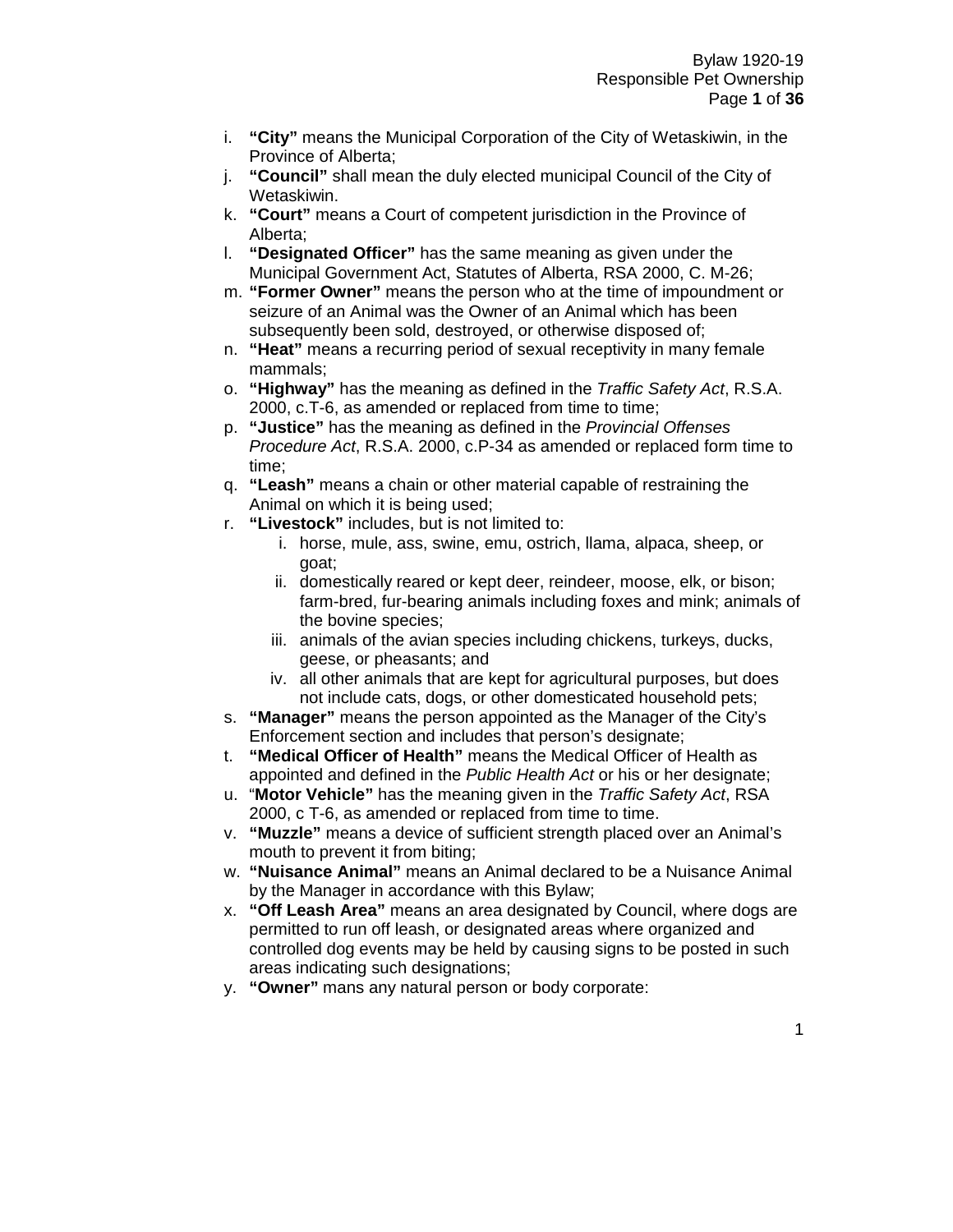i. **"City"** means the Municipal Corporation of the City of Wetaskiwin, in the Province of Alberta;
j. **"Council"** shall mean the duly elected municipal Council of the City of Wetaskiwin.
k. **"Court"** means a Court of competent jurisdiction in the Province of Alberta;
l. **"Designated Officer"** has the same meaning as given under the Municipal Government Act, Statutes of Alberta, RSA 2000, C. M-26;
m. **"Former Owner"** means the person who at the time of impoundment or seizure of an Animal was the Owner of an Animal which has been subsequently been sold, destroyed, or otherwise disposed of;
n. **"Heat"** means a recurring period of sexual receptivity in many female mammals;
o. **"Highway"** has the meaning as defined in the *Traffic Safety Act*, R.S.A. 2000, c.T-6, as amended or replaced from time to time;
p. **"Justice"** has the meaning as defined in the *Provincial Offenses Procedure Act*, R.S.A. 2000, c.P-34 as amended or replaced form time to time;
q. **"Leash"** means a chain or other material capable of restraining the Animal on which it is being used;
r. **"Livestock"** includes, but is not limited to:
   i. horse, mule, ass, swine, emu, ostrich, llama, alpaca, sheep, or goat;
   ii. domestically reared or kept deer, reindeer, moose, elk, or bison; farm-bred, fur-bearing animals including foxes and mink; animals of the bovine species;
   iii. animals of the avian species including chickens, turkeys, ducks, geese, or pheasants; and
   iv. all other animals that are kept for agricultural purposes, but does not include cats, dogs, or other domesticated household pets;
s. **"Manager"** means the person appointed as the Manager of the City's Enforcement section and includes that person's designate;
t. **"Medical Officer of Health"** means the Medical Officer of Health as appointed and defined in the *Public Health Act* or his or her designate;
u. "**Motor Vehicle"** has the meaning given in the *Traffic Safety Act*, RSA 2000, c T-6, as amended or replaced from time to time.
v. **"Muzzle"** means a device of sufficient strength placed over an Animal's mouth to prevent it from biting;
w. **"Nuisance Animal"** means an Animal declared to be a Nuisance Animal by the Manager in accordance with this Bylaw;
x. **"Off Leash Area"** means an area designated by Council, where dogs are permitted to run off leash, or designated areas where organized and controlled dog events may be held by causing signs to be posted in such areas indicating such designations;
y. **"Owner"** mans any natural person or body corporate: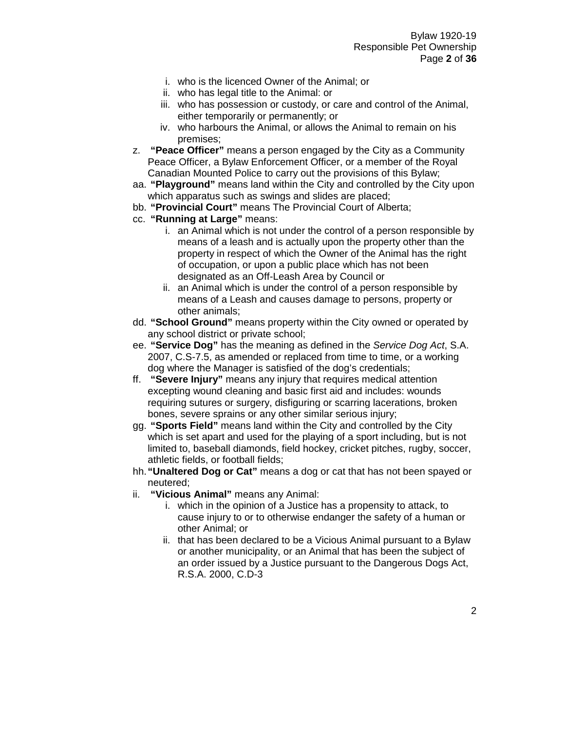i. who is the licenced Owner of the Animal; or
   ii. who has legal title to the Animal: or
   iii. who has possession or custody, or care and control of the Animal, either temporarily or permanently; or
   iv. who harbours the Animal, or allows the Animal to remain on his premises;

z. **"Peace Officer"** means a person engaged by the City as a Community Peace Officer, a Bylaw Enforcement Officer, or a member of the Royal Canadian Mounted Police to carry out the provisions of this Bylaw;

aa. **"Playground"** means land within the City and controlled by the City upon which apparatus such as swings and slides are placed;

bb. **"Provincial Court"** means The Provincial Court of Alberta;

cc. **"Running at Large"** means:
   i. an Animal which is not under the control of a person responsible by means of a leash and is actually upon the property other than the property in respect of which the Owner of the Animal has the right of occupation, or upon a public place which has not been designated as an Off-Leash Area by Council or
   ii. an Animal which is under the control of a person responsible by means of a Leash and causes damage to persons, property or other animals;

dd. **"School Ground"** means property within the City owned or operated by any school district or private school;

ee. **"Service Dog"** has the meaning as defined in the *Service Dog Act*, S.A. 2007, C.S-7.5, as amended or replaced from time to time, or a working dog where the Manager is satisfied of the dog's credentials;

ff. **"Severe Injury"** means any injury that requires medical attention excepting wound cleaning and basic first aid and includes: wounds requiring sutures or surgery, disfiguring or scarring lacerations, broken bones, severe sprains or any other similar serious injury;

gg. **"Sports Field"** means land within the City and controlled by the City which is set apart and used for the playing of a sport including, but is not limited to, baseball diamonds, field hockey, cricket pitches, rugby, soccer, athletic fields, or football fields;

hh. **"Unaltered Dog or Cat"** means a dog or cat that has not been spayed or neutered;

ii. **"Vicious Animal"** means any Animal:
   i. which in the opinion of a Justice has a propensity to attack, to cause injury to or to otherwise endanger the safety of a human or other Animal; or
   ii. that has been declared to be a Vicious Animal pursuant to a Bylaw or another municipality, or an Animal that has been the subject of an order issued by a Justice pursuant to the Dangerous Dogs Act, R.S.A. 2000, C.D-3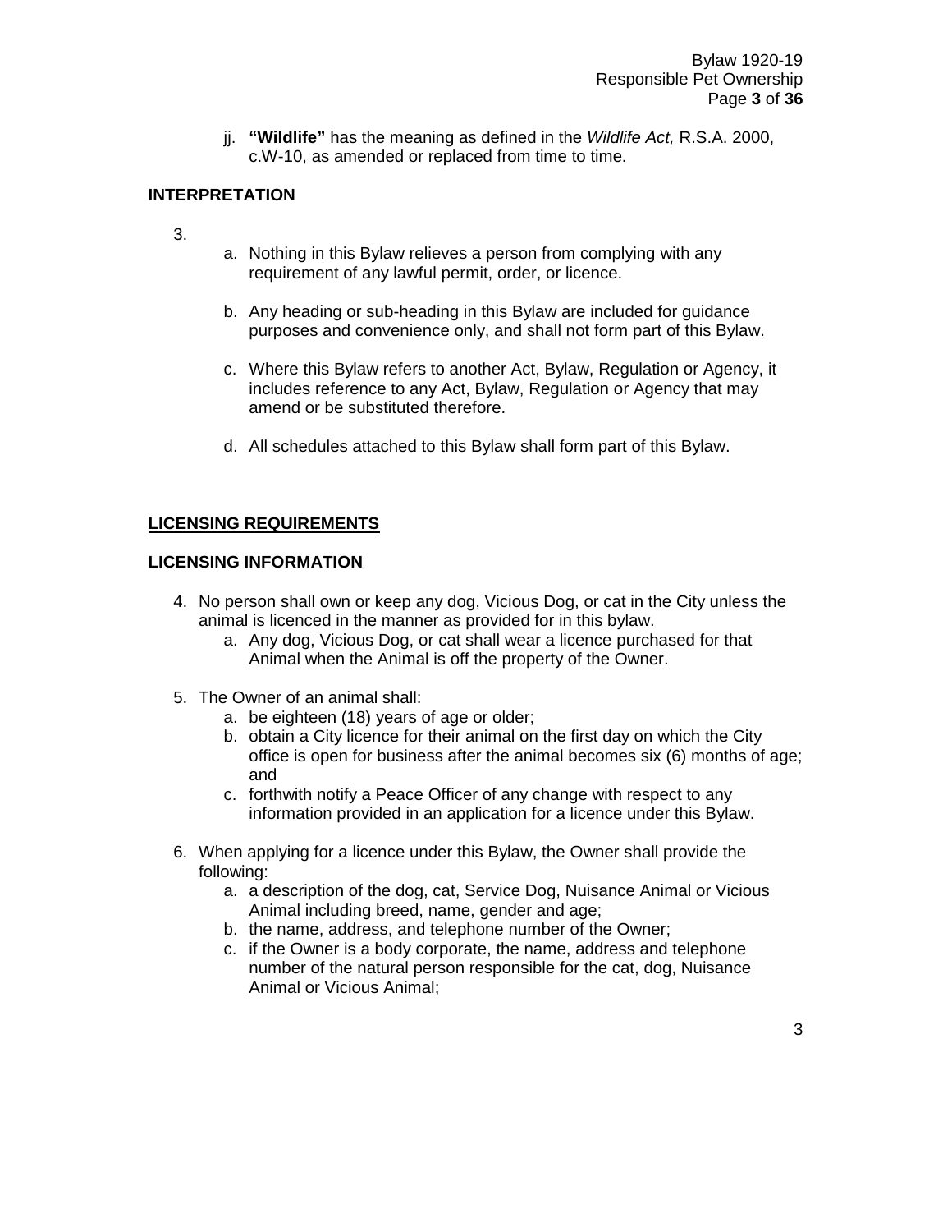jj. **"Wildlife"** has the meaning as defined in the *Wildlife Act,* R.S.A. 2000, c.W-10, as amended or replaced from time to time.

## INTERPRETATION

3.

a. Nothing in this Bylaw relieves a person from complying with any requirement of any lawful permit, order, or licence.

b. Any heading or sub-heading in this Bylaw are included for guidance purposes and convenience only, and shall not form part of this Bylaw.

c. Where this Bylaw refers to another Act, Bylaw, Regulation or Agency, it includes reference to any Act, Bylaw, Regulation or Agency that may amend or be substituted therefore.

d. All schedules attached to this Bylaw shall form part of this Bylaw.

## LICENSING REQUIREMENTS

## LICENSING INFORMATION

4. No person shall own or keep any dog, Vicious Dog, or cat in the City unless the animal is licenced in the manner as provided for in this bylaw.
   a. Any dog, Vicious Dog, or cat shall wear a licence purchased for that Animal when the Animal is off the property of the Owner.

5. The Owner of an animal shall:
   a. be eighteen (18) years of age or older;
   b. obtain a City licence for their animal on the first day on which the City office is open for business after the animal becomes six (6) months of age; and
   c. forthwith notify a Peace Officer of any change with respect to any information provided in an application for a licence under this Bylaw.

6. When applying for a licence under this Bylaw, the Owner shall provide the following:
   a. a description of the dog, cat, Service Dog, Nuisance Animal or Vicious Animal including breed, name, gender and age;
   b. the name, address, and telephone number of the Owner;
   c. if the Owner is a body corporate, the name, address and telephone number of the natural person responsible for the cat, dog, Nuisance Animal or Vicious Animal;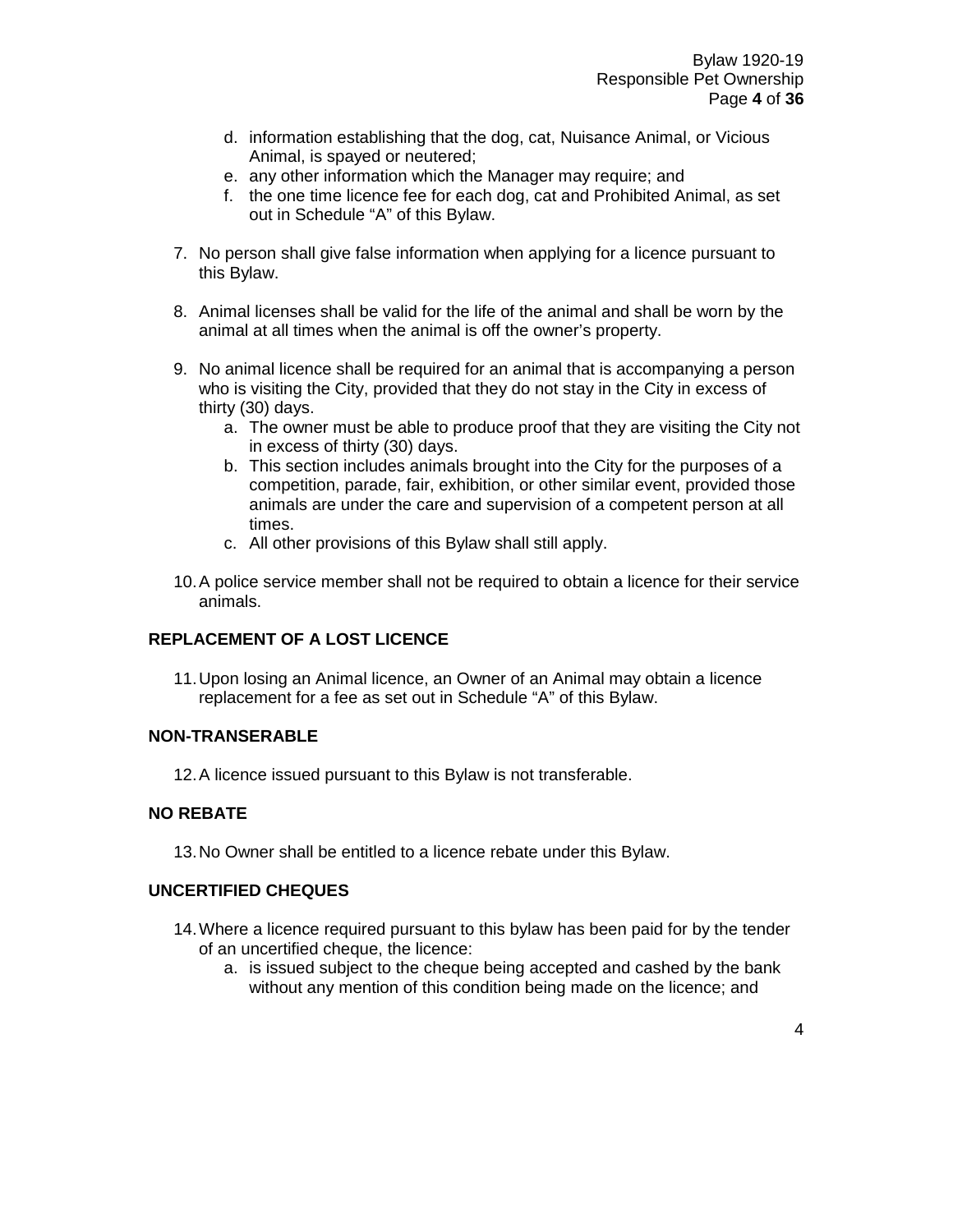d. information establishing that the dog, cat, Nuisance Animal, or Vicious Animal, is spayed or neutered;
e. any other information which the Manager may require; and
f. the one time licence fee for each dog, cat and Prohibited Animal, as set out in Schedule "A" of this Bylaw.

7. No person shall give false information when applying for a licence pursuant to this Bylaw.

8. Animal licenses shall be valid for the life of the animal and shall be worn by the animal at all times when the animal is off the owner's property.

9. No animal licence shall be required for an animal that is accompanying a person who is visiting the City, provided that they do not stay in the City in excess of thirty (30) days.
   a. The owner must be able to produce proof that they are visiting the City not in excess of thirty (30) days.
   b. This section includes animals brought into the City for the purposes of a competition, parade, fair, exhibition, or other similar event, provided those animals are under the care and supervision of a competent person at all times.
   c. All other provisions of this Bylaw shall still apply.

10. A police service member shall not be required to obtain a licence for their service animals.

### REPLACEMENT OF A LOST LICENCE

11. Upon losing an Animal licence, an Owner of an Animal may obtain a licence replacement for a fee as set out in Schedule "A" of this Bylaw.

### NON-TRANSERABLE

12. A licence issued pursuant to this Bylaw is not transferable.

### NO REBATE

13. No Owner shall be entitled to a licence rebate under this Bylaw.

### UNCERTIFIED CHEQUES

14. Where a licence required pursuant to this bylaw has been paid for by the tender of an uncertified cheque, the licence:
    a. is issued subject to the cheque being accepted and cashed by the bank without any mention of this condition being made on the licence; and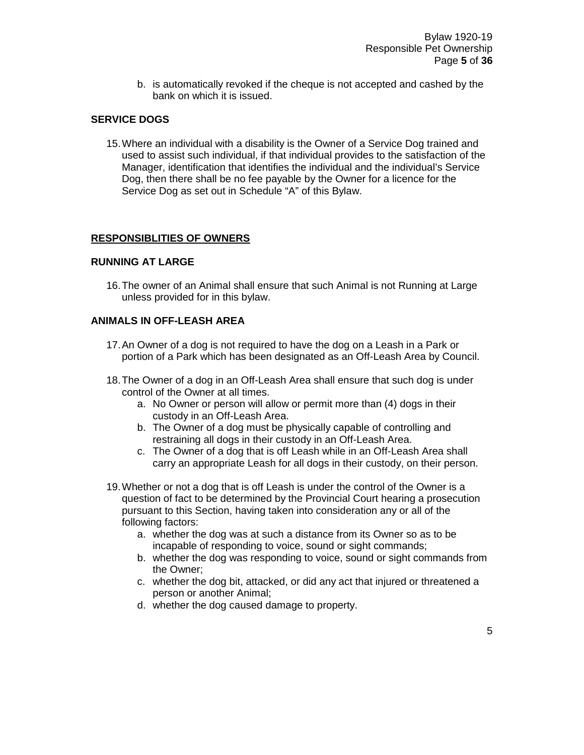b. is automatically revoked if the cheque is not accepted and cashed by the bank on which it is issued.

## SERVICE DOGS

15. Where an individual with a disability is the Owner of a Service Dog trained and used to assist such individual, if that individual provides to the satisfaction of the Manager, identification that identifies the individual and the individual's Service Dog, then there shall be no fee payable by the Owner for a licence for the Service Dog as set out in Schedule "A" of this Bylaw.

## RESPONSIBLITIES OF OWNERS

## RUNNING AT LARGE

16. The owner of an Animal shall ensure that such Animal is not Running at Large unless provided for in this bylaw.

## ANIMALS IN OFF-LEASH AREA

17. An Owner of a dog is not required to have the dog on a Leash in a Park or portion of a Park which has been designated as an Off-Leash Area by Council.

18. The Owner of a dog in an Off-Leash Area shall ensure that such dog is under control of the Owner at all times.
    a. No Owner or person will allow or permit more than (4) dogs in their custody in an Off-Leash Area.
    b. The Owner of a dog must be physically capable of controlling and restraining all dogs in their custody in an Off-Leash Area.
    c. The Owner of a dog that is off Leash while in an Off-Leash Area shall carry an appropriate Leash for all dogs in their custody, on their person.

19. Whether or not a dog that is off Leash is under the control of the Owner is a question of fact to be determined by the Provincial Court hearing a prosecution pursuant to this Section, having taken into consideration any or all of the following factors:
    a. whether the dog was at such a distance from its Owner so as to be incapable of responding to voice, sound or sight commands;
    b. whether the dog was responding to voice, sound or sight commands from the Owner;
    c. whether the dog bit, attacked, or did any act that injured or threatened a person or another Animal;
    d. whether the dog caused damage to property.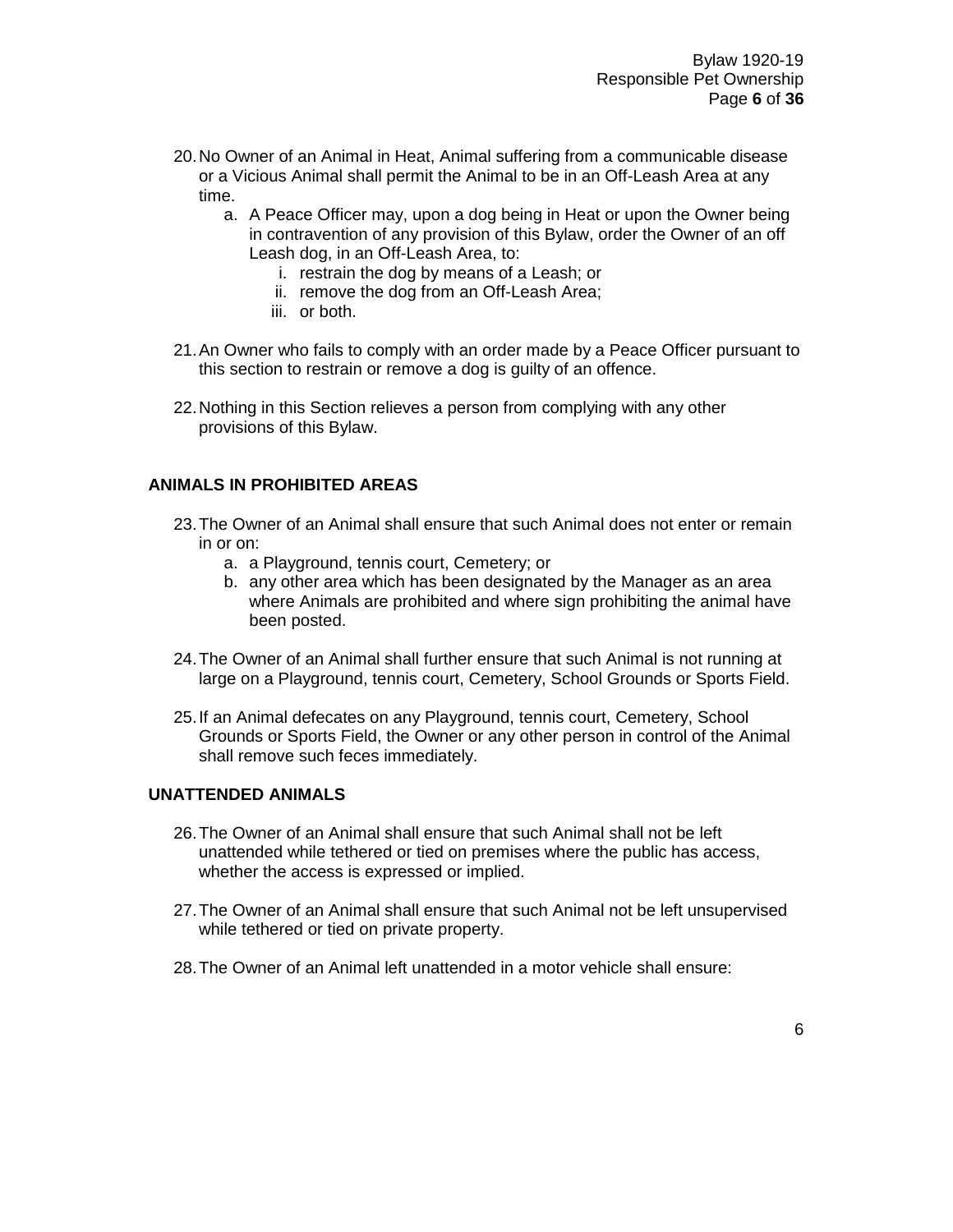20. No Owner of an Animal in Heat, Animal suffering from a communicable disease or a Vicious Animal shall permit the Animal to be in an Off-Leash Area at any time.
    a. A Peace Officer may, upon a dog being in Heat or upon the Owner being in contravention of any provision of this Bylaw, order the Owner of an off Leash dog, in an Off-Leash Area, to:
        i. restrain the dog by means of a Leash; or
        ii. remove the dog from an Off-Leash Area;
        iii. or both.

21. An Owner who fails to comply with an order made by a Peace Officer pursuant to this section to restrain or remove a dog is guilty of an offence.

22. Nothing in this Section relieves a person from complying with any other provisions of this Bylaw.

## ANIMALS IN PROHIBITED AREAS

23. The Owner of an Animal shall ensure that such Animal does not enter or remain in or on:
    a. a Playground, tennis court, Cemetery; or
    b. any other area which has been designated by the Manager as an area where Animals are prohibited and where sign prohibiting the animal have been posted.

24. The Owner of an Animal shall further ensure that such Animal is not running at large on a Playground, tennis court, Cemetery, School Grounds or Sports Field.

25. If an Animal defecates on any Playground, tennis court, Cemetery, School Grounds or Sports Field, the Owner or any other person in control of the Animal shall remove such feces immediately.

## UNATTENDED ANIMALS

26. The Owner of an Animal shall ensure that such Animal shall not be left unattended while tethered or tied on premises where the public has access, whether the access is expressed or implied.

27. The Owner of an Animal shall ensure that such Animal not be left unsupervised while tethered or tied on private property.

28. The Owner of an Animal left unattended in a motor vehicle shall ensure: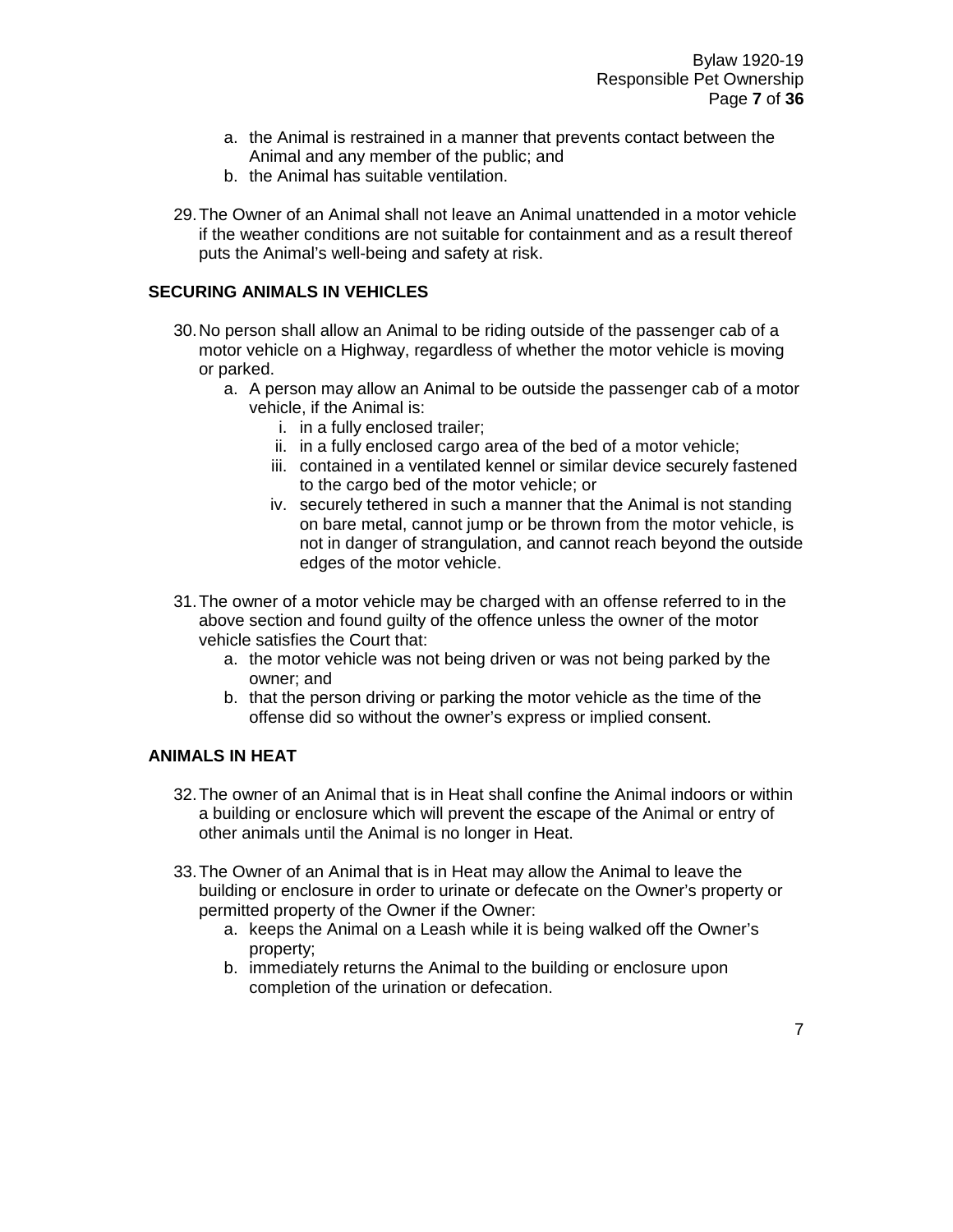a. the Animal is restrained in a manner that prevents contact between the Animal and any member of the public; and
b. the Animal has suitable ventilation.

29. The Owner of an Animal shall not leave an Animal unattended in a motor vehicle if the weather conditions are not suitable for containment and as a result thereof puts the Animal's well-being and safety at risk.

## SECURING ANIMALS IN VEHICLES

30. No person shall allow an Animal to be riding outside of the passenger cab of a motor vehicle on a Highway, regardless of whether the motor vehicle is moving or parked.
    a. A person may allow an Animal to be outside the passenger cab of a motor vehicle, if the Animal is:
        i. in a fully enclosed trailer;
        ii. in a fully enclosed cargo area of the bed of a motor vehicle;
        iii. contained in a ventilated kennel or similar device securely fastened to the cargo bed of the motor vehicle; or
        iv. securely tethered in such a manner that the Animal is not standing on bare metal, cannot jump or be thrown from the motor vehicle, is not in danger of strangulation, and cannot reach beyond the outside edges of the motor vehicle.

31. The owner of a motor vehicle may be charged with an offense referred to in the above section and found guilty of the offence unless the owner of the motor vehicle satisfies the Court that:
    a. the motor vehicle was not being driven or was not being parked by the owner; and
    b. that the person driving or parking the motor vehicle as the time of the offense did so without the owner's express or implied consent.

## ANIMALS IN HEAT

32. The owner of an Animal that is in Heat shall confine the Animal indoors or within a building or enclosure which will prevent the escape of the Animal or entry of other animals until the Animal is no longer in Heat.

33. The Owner of an Animal that is in Heat may allow the Animal to leave the building or enclosure in order to urinate or defecate on the Owner's property or permitted property of the Owner if the Owner:
    a. keeps the Animal on a Leash while it is being walked off the Owner's property;
    b. immediately returns the Animal to the building or enclosure upon completion of the urination or defecation.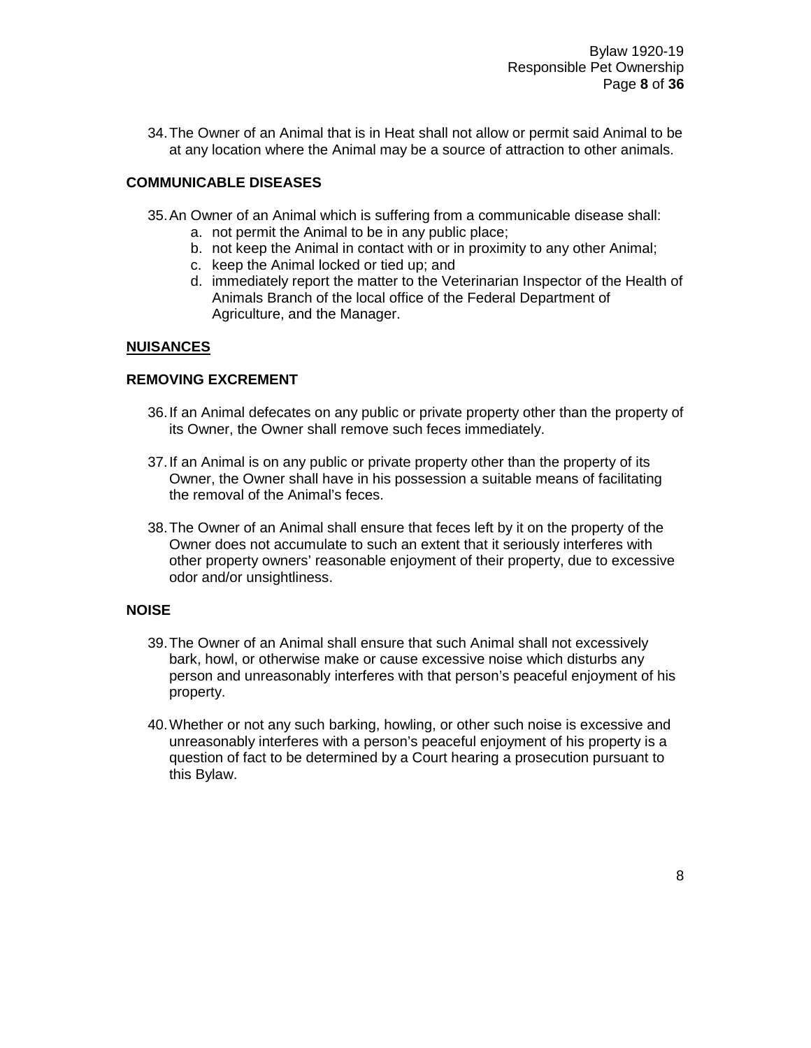34. The Owner of an Animal that is in Heat shall not allow or permit said Animal to be at any location where the Animal may be a source of attraction to other animals.

### COMMUNICABLE DISEASES

35. An Owner of an Animal which is suffering from a communicable disease shall:
    a. not permit the Animal to be in any public place;
    b. not keep the Animal in contact with or in proximity to any other Animal;
    c. keep the Animal locked or tied up; and
    d. immediately report the matter to the Veterinarian Inspector of the Health of Animals Branch of the local office of the Federal Department of Agriculture, and the Manager.

## NUISANCES

### REMOVING EXCREMENT

36. If an Animal defecates on any public or private property other than the property of its Owner, the Owner shall remove such feces immediately.

37. If an Animal is on any public or private property other than the property of its Owner, the Owner shall have in his possession a suitable means of facilitating the removal of the Animal's feces.

38. The Owner of an Animal shall ensure that feces left by it on the property of the Owner does not accumulate to such an extent that it seriously interferes with other property owners' reasonable enjoyment of their property, due to excessive odor and/or unsightliness.

### NOISE

39. The Owner of an Animal shall ensure that such Animal shall not excessively bark, howl, or otherwise make or cause excessive noise which disturbs any person and unreasonably interferes with that person's peaceful enjoyment of his property.

40. Whether or not any such barking, howling, or other such noise is excessive and unreasonably interferes with a person's peaceful enjoyment of his property is a question of fact to be determined by a Court hearing a prosecution pursuant to this Bylaw.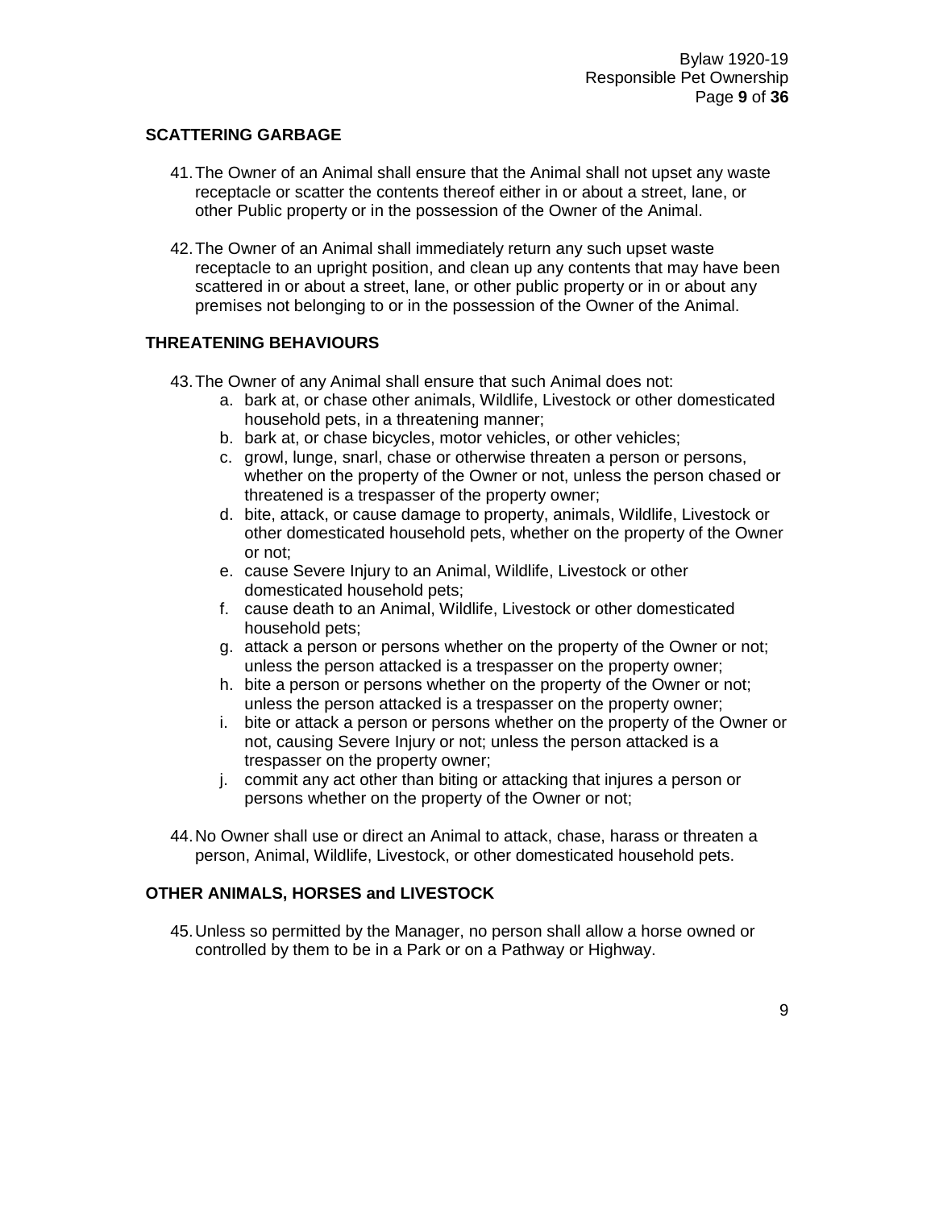## SCATTERING GARBAGE

41. The Owner of an Animal shall ensure that the Animal shall not upset any waste receptacle or scatter the contents thereof either in or about a street, lane, or other Public property or in the possession of the Owner of the Animal.

42. The Owner of an Animal shall immediately return any such upset waste receptacle to an upright position, and clean up any contents that may have been scattered in or about a street, lane, or other public property or in or about any premises not belonging to or in the possession of the Owner of the Animal.

## THREATENING BEHAVIOURS

43. The Owner of any Animal shall ensure that such Animal does not:
    a. bark at, or chase other animals, Wildlife, Livestock or other domesticated household pets, in a threatening manner;
    b. bark at, or chase bicycles, motor vehicles, or other vehicles;
    c. growl, lunge, snarl, chase or otherwise threaten a person or persons, whether on the property of the Owner or not, unless the person chased or threatened is a trespasser of the property owner;
    d. bite, attack, or cause damage to property, animals, Wildlife, Livestock or other domesticated household pets, whether on the property of the Owner or not;
    e. cause Severe Injury to an Animal, Wildlife, Livestock or other domesticated household pets;
    f. cause death to an Animal, Wildlife, Livestock or other domesticated household pets;
    g. attack a person or persons whether on the property of the Owner or not; unless the person attacked is a trespasser on the property owner;
    h. bite a person or persons whether on the property of the Owner or not; unless the person attacked is a trespasser on the property owner;
    i. bite or attack a person or persons whether on the property of the Owner or not, causing Severe Injury or not; unless the person attacked is a trespasser on the property owner;
    j. commit any act other than biting or attacking that injures a person or persons whether on the property of the Owner or not;

44. No Owner shall use or direct an Animal to attack, chase, harass or threaten a person, Animal, Wildlife, Livestock, or other domesticated household pets.

## OTHER ANIMALS, HORSES and LIVESTOCK

45. Unless so permitted by the Manager, no person shall allow a horse owned or controlled by them to be in a Park or on a Pathway or Highway.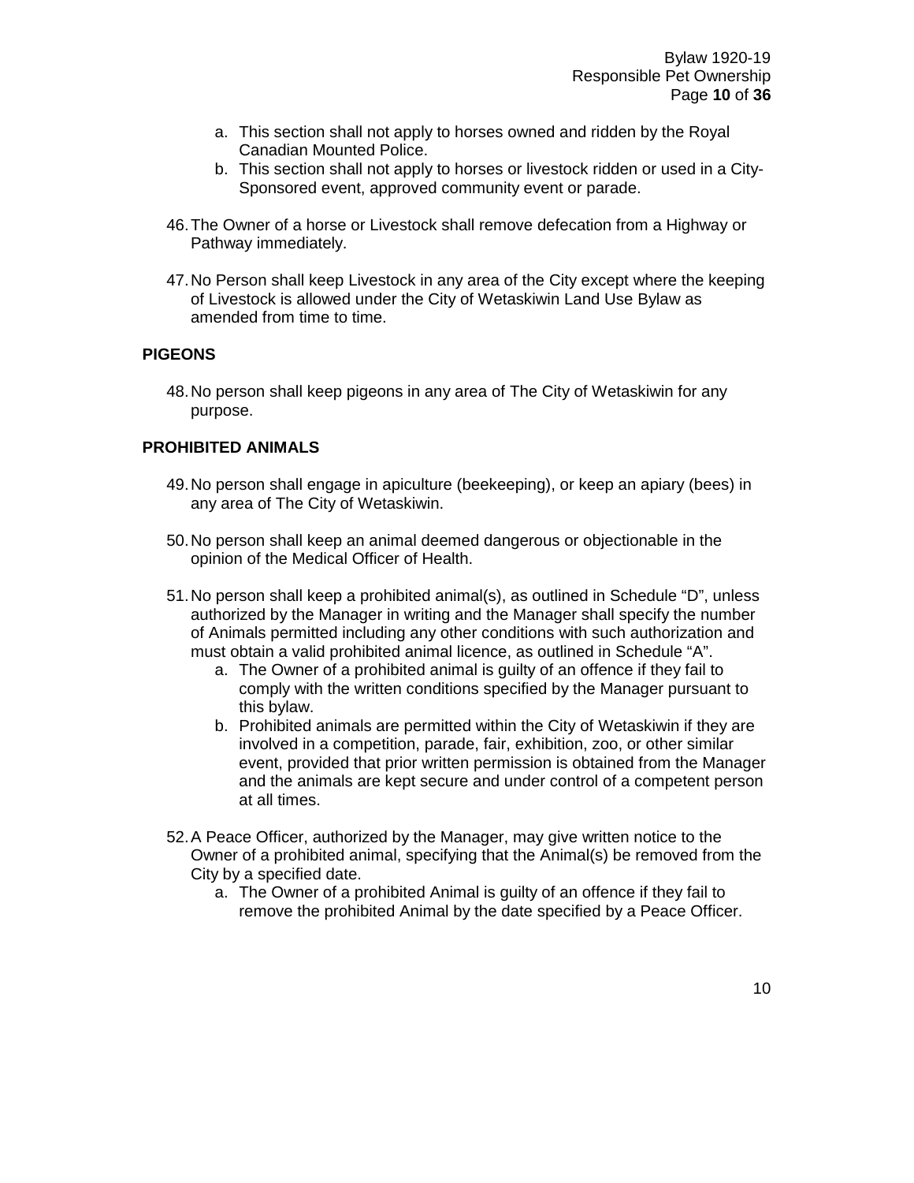a. This section shall not apply to horses owned and ridden by the Royal Canadian Mounted Police.
b. This section shall not apply to horses or livestock ridden or used in a City-Sponsored event, approved community event or parade.

46. The Owner of a horse or Livestock shall remove defecation from a Highway or Pathway immediately.

47. No Person shall keep Livestock in any area of the City except where the keeping of Livestock is allowed under the City of Wetaskiwin Land Use Bylaw as amended from time to time.

**PIGEONS**

48. No person shall keep pigeons in any area of The City of Wetaskiwin for any purpose.

**PROHIBITED ANIMALS**

49. No person shall engage in apiculture (beekeeping), or keep an apiary (bees) in any area of The City of Wetaskiwin.

50. No person shall keep an animal deemed dangerous or objectionable in the opinion of the Medical Officer of Health.

51. No person shall keep a prohibited animal(s), as outlined in Schedule "D", unless authorized by the Manager in writing and the Manager shall specify the number of Animals permitted including any other conditions with such authorization and must obtain a valid prohibited animal licence, as outlined in Schedule "A".
    a. The Owner of a prohibited animal is guilty of an offence if they fail to comply with the written conditions specified by the Manager pursuant to this bylaw.
    b. Prohibited animals are permitted within the City of Wetaskiwin if they are involved in a competition, parade, fair, exhibition, zoo, or other similar event, provided that prior written permission is obtained from the Manager and the animals are kept secure and under control of a competent person at all times.

52. A Peace Officer, authorized by the Manager, may give written notice to the Owner of a prohibited animal, specifying that the Animal(s) be removed from the City by a specified date.
    a. The Owner of a prohibited Animal is guilty of an offence if they fail to remove the prohibited Animal by the date specified by a Peace Officer.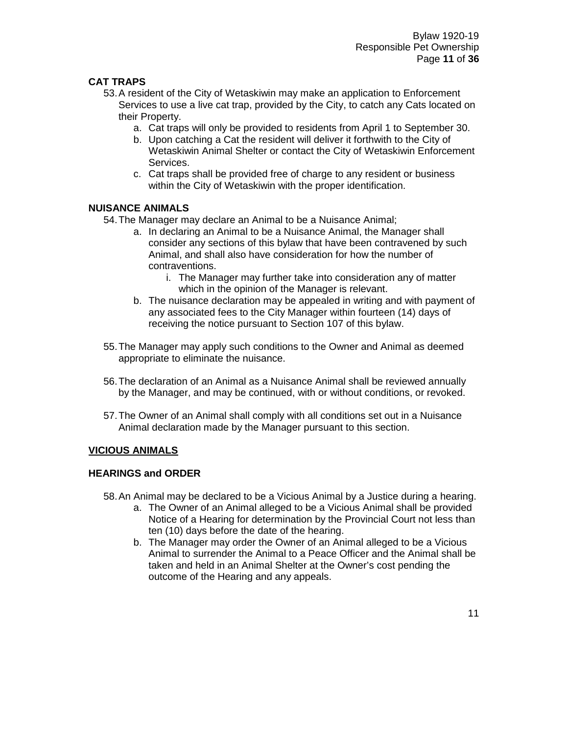### CAT TRAPS

53. A resident of the City of Wetaskiwin may make an application to Enforcement Services to use a live cat trap, provided by the City, to catch any Cats located on their Property.
    a. Cat traps will only be provided to residents from April 1 to September 30.
    b. Upon catching a Cat the resident will deliver it forthwith to the City of Wetaskiwin Animal Shelter or contact the City of Wetaskiwin Enforcement Services.
    c. Cat traps shall be provided free of charge to any resident or business within the City of Wetaskiwin with the proper identification.

### NUISANCE ANIMALS

54. The Manager may declare an Animal to be a Nuisance Animal;
    a. In declaring an Animal to be a Nuisance Animal, the Manager shall consider any sections of this bylaw that have been contravened by such Animal, and shall also have consideration for how the number of contraventions.
        i. The Manager may further take into consideration any of matter which in the opinion of the Manager is relevant.
    b. The nuisance declaration may be appealed in writing and with payment of any associated fees to the City Manager within fourteen (14) days of receiving the notice pursuant to Section 107 of this bylaw.

55. The Manager may apply such conditions to the Owner and Animal as deemed appropriate to eliminate the nuisance.

56. The declaration of an Animal as a Nuisance Animal shall be reviewed annually by the Manager, and may be continued, with or without conditions, or revoked.

57. The Owner of an Animal shall comply with all conditions set out in a Nuisance Animal declaration made by the Manager pursuant to this section.

### VICIOUS ANIMALS

### HEARINGS and ORDER

58. An Animal may be declared to be a Vicious Animal by a Justice during a hearing.
    a. The Owner of an Animal alleged to be a Vicious Animal shall be provided Notice of a Hearing for determination by the Provincial Court not less than ten (10) days before the date of the hearing.
    b. The Manager may order the Owner of an Animal alleged to be a Vicious Animal to surrender the Animal to a Peace Officer and the Animal shall be taken and held in an Animal Shelter at the Owner's cost pending the outcome of the Hearing and any appeals.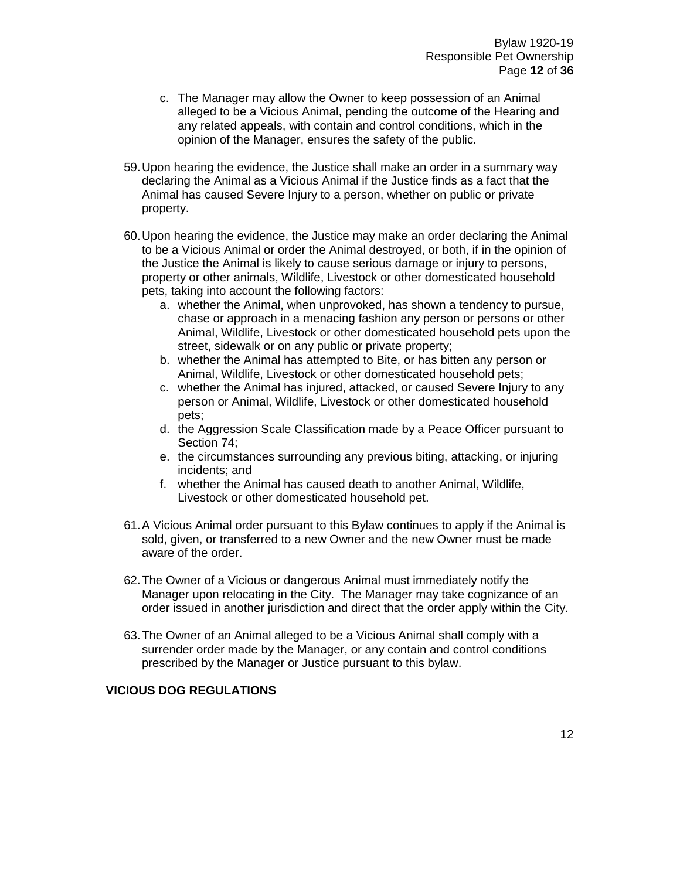c. The Manager may allow the Owner to keep possession of an Animal alleged to be a Vicious Animal, pending the outcome of the Hearing and any related appeals, with contain and control conditions, which in the opinion of the Manager, ensures the safety of the public.

59. Upon hearing the evidence, the Justice shall make an order in a summary way declaring the Animal as a Vicious Animal if the Justice finds as a fact that the Animal has caused Severe Injury to a person, whether on public or private property.

60. Upon hearing the evidence, the Justice may make an order declaring the Animal to be a Vicious Animal or order the Animal destroyed, or both, if in the opinion of the Justice the Animal is likely to cause serious damage or injury to persons, property or other animals, Wildlife, Livestock or other domesticated household pets, taking into account the following factors:
   a. whether the Animal, when unprovoked, has shown a tendency to pursue, chase or approach in a menacing fashion any person or persons or other Animal, Wildlife, Livestock or other domesticated household pets upon the street, sidewalk or on any public or private property;
   b. whether the Animal has attempted to Bite, or has bitten any person or Animal, Wildlife, Livestock or other domesticated household pets;
   c. whether the Animal has injured, attacked, or caused Severe Injury to any person or Animal, Wildlife, Livestock or other domesticated household pets;
   d. the Aggression Scale Classification made by a Peace Officer pursuant to Section 74;
   e. the circumstances surrounding any previous biting, attacking, or injuring incidents; and
   f. whether the Animal has caused death to another Animal, Wildlife, Livestock or other domesticated household pet.

61. A Vicious Animal order pursuant to this Bylaw continues to apply if the Animal is sold, given, or transferred to a new Owner and the new Owner must be made aware of the order.

62. The Owner of a Vicious or dangerous Animal must immediately notify the Manager upon relocating in the City. The Manager may take cognizance of an order issued in another jurisdiction and direct that the order apply within the City.

63. The Owner of an Animal alleged to be a Vicious Animal shall comply with a surrender order made by the Manager, or any contain and control conditions prescribed by the Manager or Justice pursuant to this bylaw.

**VICIOUS DOG REGULATIONS**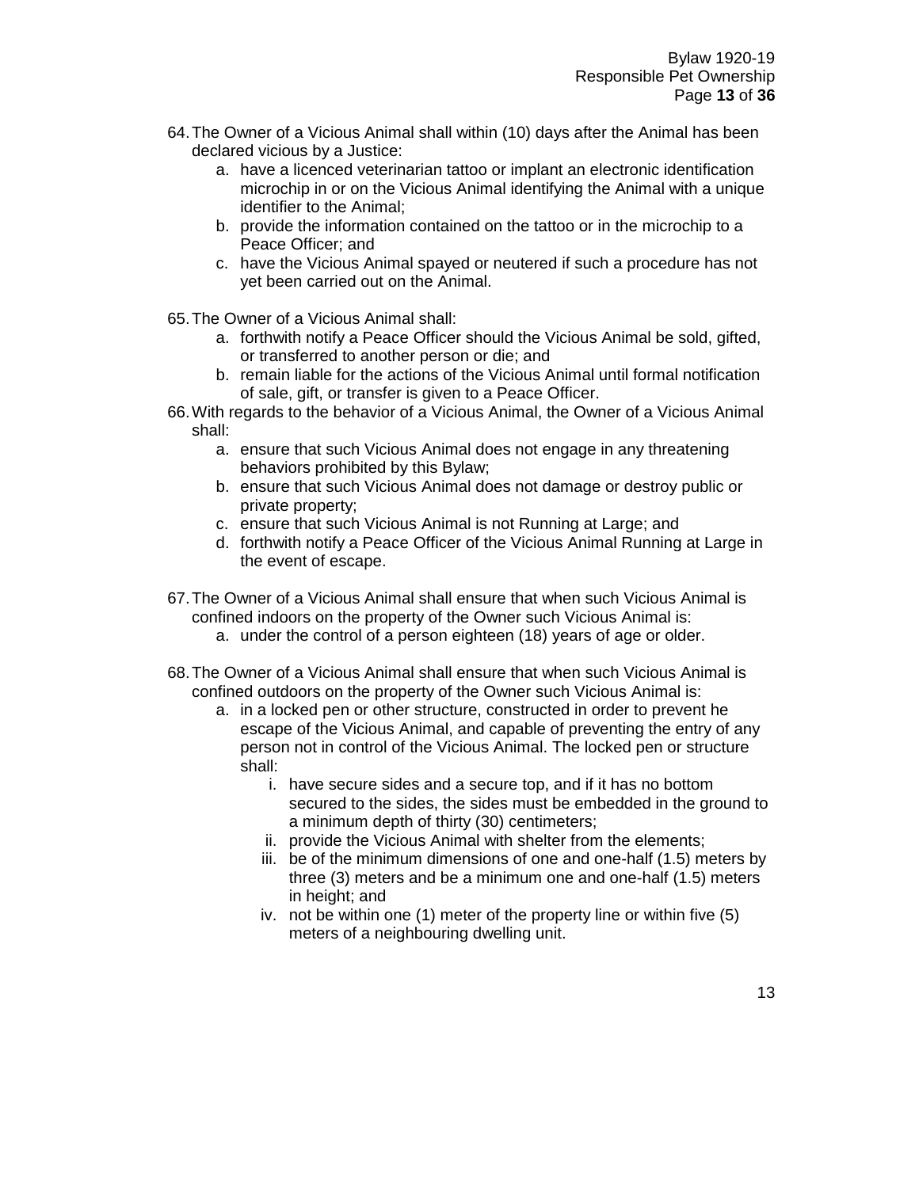64. The Owner of a Vicious Animal shall within (10) days after the Animal has been declared vicious by a Justice:
    a. have a licenced veterinarian tattoo or implant an electronic identification microchip in or on the Vicious Animal identifying the Animal with a unique identifier to the Animal;
    b. provide the information contained on the tattoo or in the microchip to a Peace Officer; and
    c. have the Vicious Animal spayed or neutered if such a procedure has not yet been carried out on the Animal.

65. The Owner of a Vicious Animal shall:
    a. forthwith notify a Peace Officer should the Vicious Animal be sold, gifted, or transferred to another person or die; and
    b. remain liable for the actions of the Vicious Animal until formal notification of sale, gift, or transfer is given to a Peace Officer.

66. With regards to the behavior of a Vicious Animal, the Owner of a Vicious Animal shall:
    a. ensure that such Vicious Animal does not engage in any threatening behaviors prohibited by this Bylaw;
    b. ensure that such Vicious Animal does not damage or destroy public or private property;
    c. ensure that such Vicious Animal is not Running at Large; and
    d. forthwith notify a Peace Officer of the Vicious Animal Running at Large in the event of escape.

67. The Owner of a Vicious Animal shall ensure that when such Vicious Animal is confined indoors on the property of the Owner such Vicious Animal is:
    a. under the control of a person eighteen (18) years of age or older.

68. The Owner of a Vicious Animal shall ensure that when such Vicious Animal is confined outdoors on the property of the Owner such Vicious Animal is:
    a. in a locked pen or other structure, constructed in order to prevent he escape of the Vicious Animal, and capable of preventing the entry of any person not in control of the Vicious Animal. The locked pen or structure shall:
        i. have secure sides and a secure top, and if it has no bottom secured to the sides, the sides must be embedded in the ground to a minimum depth of thirty (30) centimeters;
        ii. provide the Vicious Animal with shelter from the elements;
        iii. be of the minimum dimensions of one and one-half (1.5) meters by three (3) meters and be a minimum one and one-half (1.5) meters in height; and
        iv. not be within one (1) meter of the property line or within five (5) meters of a neighbouring dwelling unit.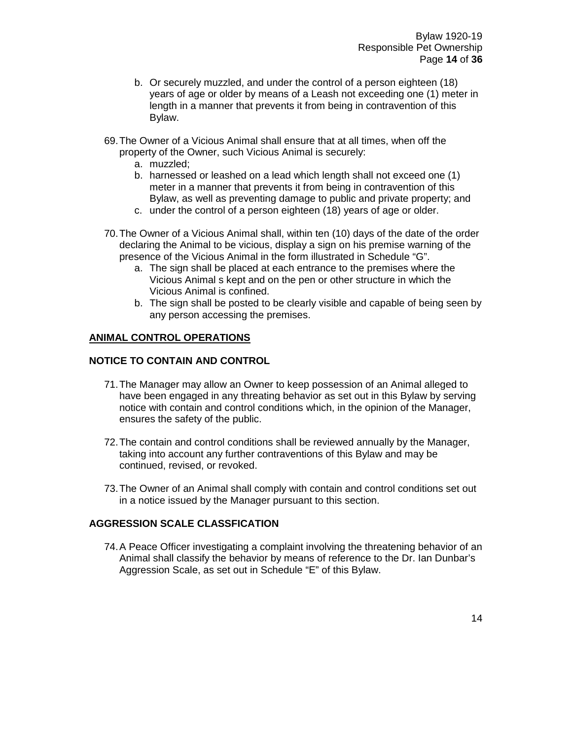b. Or securely muzzled, and under the control of a person eighteen (18) years of age or older by means of a Leash not exceeding one (1) meter in length in a manner that prevents it from being in contravention of this Bylaw.

69. The Owner of a Vicious Animal shall ensure that at all times, when off the property of the Owner, such Vicious Animal is securely:
    a. muzzled;
    b. harnessed or leashed on a lead which length shall not exceed one (1) meter in a manner that prevents it from being in contravention of this Bylaw, as well as preventing damage to public and private property; and
    c. under the control of a person eighteen (18) years of age or older.

70. The Owner of a Vicious Animal shall, within ten (10) days of the date of the order declaring the Animal to be vicious, display a sign on his premise warning of the presence of the Vicious Animal in the form illustrated in Schedule "G".
    a. The sign shall be placed at each entrance to the premises where the Vicious Animal s kept and on the pen or other structure in which the Vicious Animal is confined.
    b. The sign shall be posted to be clearly visible and capable of being seen by any person accessing the premises.

## ANIMAL CONTROL OPERATIONS

### NOTICE TO CONTAIN AND CONTROL

71. The Manager may allow an Owner to keep possession of an Animal alleged to have been engaged in any threating behavior as set out in this Bylaw by serving notice with contain and control conditions which, in the opinion of the Manager, ensures the safety of the public.

72. The contain and control conditions shall be reviewed annually by the Manager, taking into account any further contraventions of this Bylaw and may be continued, revised, or revoked.

73. The Owner of an Animal shall comply with contain and control conditions set out in a notice issued by the Manager pursuant to this section.

### AGGRESSION SCALE CLASSFICATION

74. A Peace Officer investigating a complaint involving the threatening behavior of an Animal shall classify the behavior by means of reference to the Dr. Ian Dunbar's Aggression Scale, as set out in Schedule "E" of this Bylaw.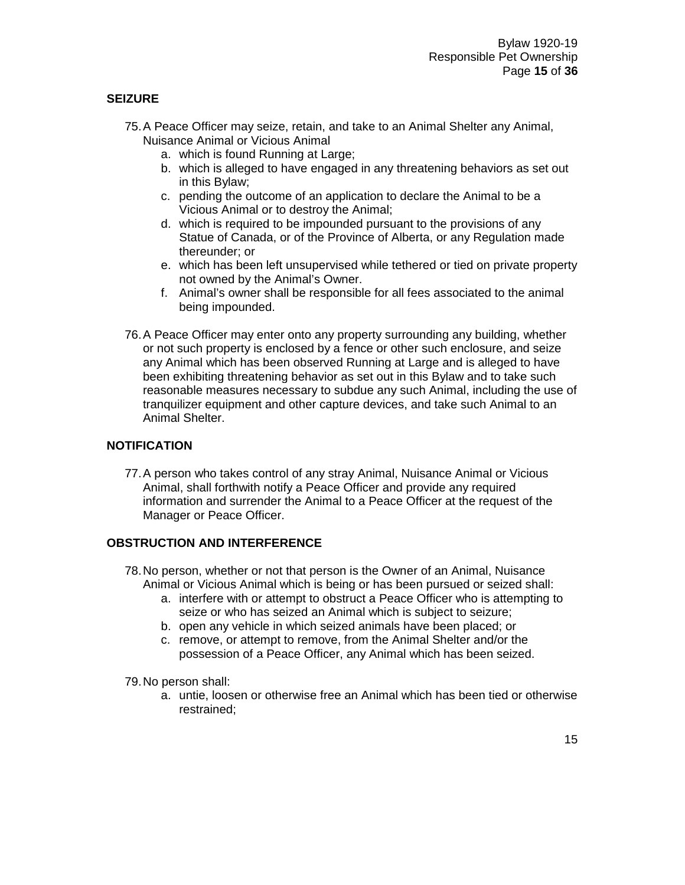## SEIZURE

75. A Peace Officer may seize, retain, and take to an Animal Shelter any Animal, Nuisance Animal or Vicious Animal
    a. which is found Running at Large;
    b. which is alleged to have engaged in any threatening behaviors as set out in this Bylaw;
    c. pending the outcome of an application to declare the Animal to be a Vicious Animal or to destroy the Animal;
    d. which is required to be impounded pursuant to the provisions of any Statue of Canada, or of the Province of Alberta, or any Regulation made thereunder; or
    e. which has been left unsupervised while tethered or tied on private property not owned by the Animal's Owner.
    f. Animal's owner shall be responsible for all fees associated to the animal being impounded.

76. A Peace Officer may enter onto any property surrounding any building, whether or not such property is enclosed by a fence or other such enclosure, and seize any Animal which has been observed Running at Large and is alleged to have been exhibiting threatening behavior as set out in this Bylaw and to take such reasonable measures necessary to subdue any such Animal, including the use of tranquilizer equipment and other capture devices, and take such Animal to an Animal Shelter.

## NOTIFICATION

77. A person who takes control of any stray Animal, Nuisance Animal or Vicious Animal, shall forthwith notify a Peace Officer and provide any required information and surrender the Animal to a Peace Officer at the request of the Manager or Peace Officer.

## OBSTRUCTION AND INTERFERENCE

78. No person, whether or not that person is the Owner of an Animal, Nuisance Animal or Vicious Animal which is being or has been pursued or seized shall:
    a. interfere with or attempt to obstruct a Peace Officer who is attempting to seize or who has seized an Animal which is subject to seizure;
    b. open any vehicle in which seized animals have been placed; or
    c. remove, or attempt to remove, from the Animal Shelter and/or the possession of a Peace Officer, any Animal which has been seized.

79. No person shall:
    a. untie, loosen or otherwise free an Animal which has been tied or otherwise restrained;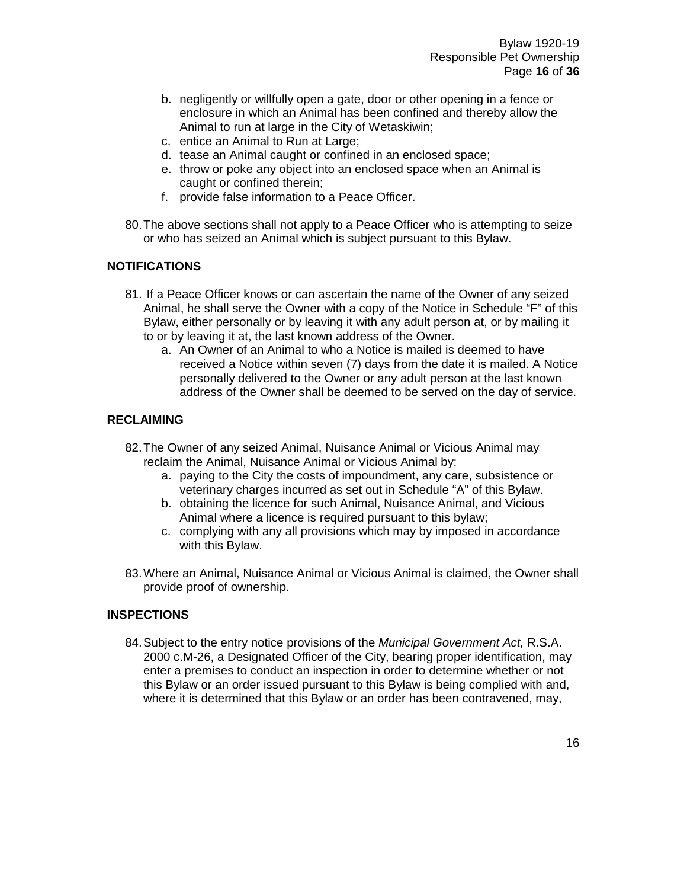b. negligently or willfully open a gate, door or other opening in a fence or enclosure in which an Animal has been confined and thereby allow the Animal to run at large in the City of Wetaskiwin;
c. entice an Animal to Run at Large;
d. tease an Animal caught or confined in an enclosed space;
e. throw or poke any object into an enclosed space when an Animal is caught or confined therein;
f. provide false information to a Peace Officer.

80. The above sections shall not apply to a Peace Officer who is attempting to seize or who has seized an Animal which is subject pursuant to this Bylaw.

## NOTIFICATIONS

81. If a Peace Officer knows or can ascertain the name of the Owner of any seized Animal, he shall serve the Owner with a copy of the Notice in Schedule "F" of this Bylaw, either personally or by leaving it with any adult person at, or by mailing it to or by leaving it at, the last known address of the Owner.
    a. An Owner of an Animal to who a Notice is mailed is deemed to have received a Notice within seven (7) days from the date it is mailed. A Notice personally delivered to the Owner or any adult person at the last known address of the Owner shall be deemed to be served on the day of service.

## RECLAIMING

82. The Owner of any seized Animal, Nuisance Animal or Vicious Animal may reclaim the Animal, Nuisance Animal or Vicious Animal by:
    a. paying to the City the costs of impoundment, any care, subsistence or veterinary charges incurred as set out in Schedule "A" of this Bylaw.
    b. obtaining the licence for such Animal, Nuisance Animal, and Vicious Animal where a licence is required pursuant to this bylaw;
    c. complying with any all provisions which may by imposed in accordance with this Bylaw.

83. Where an Animal, Nuisance Animal or Vicious Animal is claimed, the Owner shall provide proof of ownership.

## INSPECTIONS

84. Subject to the entry notice provisions of the *Municipal Government Act,* R.S.A. 2000 c.M-26, a Designated Officer of the City, bearing proper identification, may enter a premises to conduct an inspection in order to determine whether or not this Bylaw or an order issued pursuant to this Bylaw is being complied with and, where it is determined that this Bylaw or an order has been contravened, may,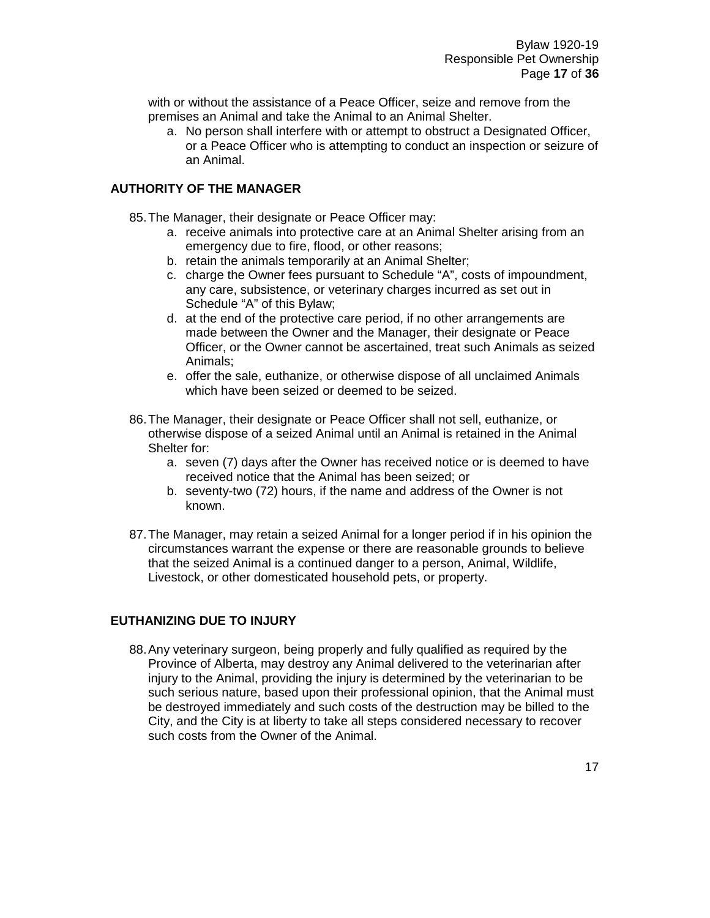with or without the assistance of a Peace Officer, seize and remove from the premises an Animal and take the Animal to an Animal Shelter.

   a. No person shall interfere with or attempt to obstruct a Designated Officer, or a Peace Officer who is attempting to conduct an inspection or seizure of an Animal.

## AUTHORITY OF THE MANAGER

85. The Manager, their designate or Peace Officer may:
    a. receive animals into protective care at an Animal Shelter arising from an emergency due to fire, flood, or other reasons;
    b. retain the animals temporarily at an Animal Shelter;
    c. charge the Owner fees pursuant to Schedule "A", costs of impoundment, any care, subsistence, or veterinary charges incurred as set out in Schedule "A" of this Bylaw;
    d. at the end of the protective care period, if no other arrangements are made between the Owner and the Manager, their designate or Peace Officer, or the Owner cannot be ascertained, treat such Animals as seized Animals;
    e. offer the sale, euthanize, or otherwise dispose of all unclaimed Animals which have been seized or deemed to be seized.

86. The Manager, their designate or Peace Officer shall not sell, euthanize, or otherwise dispose of a seized Animal until an Animal is retained in the Animal Shelter for:
    a. seven (7) days after the Owner has received notice or is deemed to have received notice that the Animal has been seized; or
    b. seventy-two (72) hours, if the name and address of the Owner is not known.

87. The Manager, may retain a seized Animal for a longer period if in his opinion the circumstances warrant the expense or there are reasonable grounds to believe that the seized Animal is a continued danger to a person, Animal, Wildlife, Livestock, or other domesticated household pets, or property.

## EUTHANIZING DUE TO INJURY

88. Any veterinary surgeon, being properly and fully qualified as required by the Province of Alberta, may destroy any Animal delivered to the veterinarian after injury to the Animal, providing the injury is determined by the veterinarian to be such serious nature, based upon their professional opinion, that the Animal must be destroyed immediately and such costs of the destruction may be billed to the City, and the City is at liberty to take all steps considered necessary to recover such costs from the Owner of the Animal.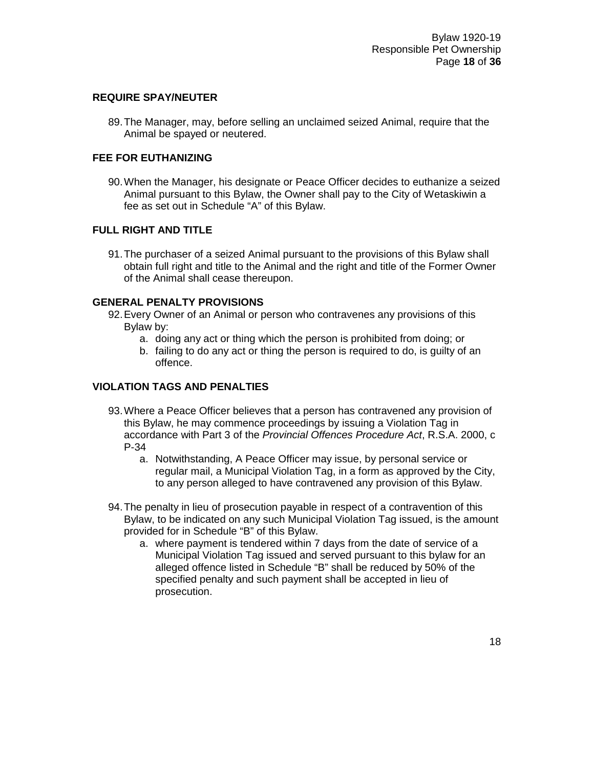### REQUIRE SPAY/NEUTER

89. The Manager, may, before selling an unclaimed seized Animal, require that the Animal be spayed or neutered.

### FEE FOR EUTHANIZING

90. When the Manager, his designate or Peace Officer decides to euthanize a seized Animal pursuant to this Bylaw, the Owner shall pay to the City of Wetaskiwin a fee as set out in Schedule "A" of this Bylaw.

### FULL RIGHT AND TITLE

91. The purchaser of a seized Animal pursuant to the provisions of this Bylaw shall obtain full right and title to the Animal and the right and title of the Former Owner of the Animal shall cease thereupon.

### GENERAL PENALTY PROVISIONS

92. Every Owner of an Animal or person who contravenes any provisions of this Bylaw by:
    a. doing any act or thing which the person is prohibited from doing; or
    b. failing to do any act or thing the person is required to do, is guilty of an offence.

### VIOLATION TAGS AND PENALTIES

93. Where a Peace Officer believes that a person has contravened any provision of this Bylaw, he may commence proceedings by issuing a Violation Tag in accordance with Part 3 of the *Provincial Offences Procedure Act*, R.S.A. 2000, c P-34
    a. Notwithstanding, A Peace Officer may issue, by personal service or regular mail, a Municipal Violation Tag, in a form as approved by the City, to any person alleged to have contravened any provision of this Bylaw.

94. The penalty in lieu of prosecution payable in respect of a contravention of this Bylaw, to be indicated on any such Municipal Violation Tag issued, is the amount provided for in Schedule "B" of this Bylaw.
    a. where payment is tendered within 7 days from the date of service of a Municipal Violation Tag issued and served pursuant to this bylaw for an alleged offence listed in Schedule "B" shall be reduced by 50% of the specified penalty and such payment shall be accepted in lieu of prosecution.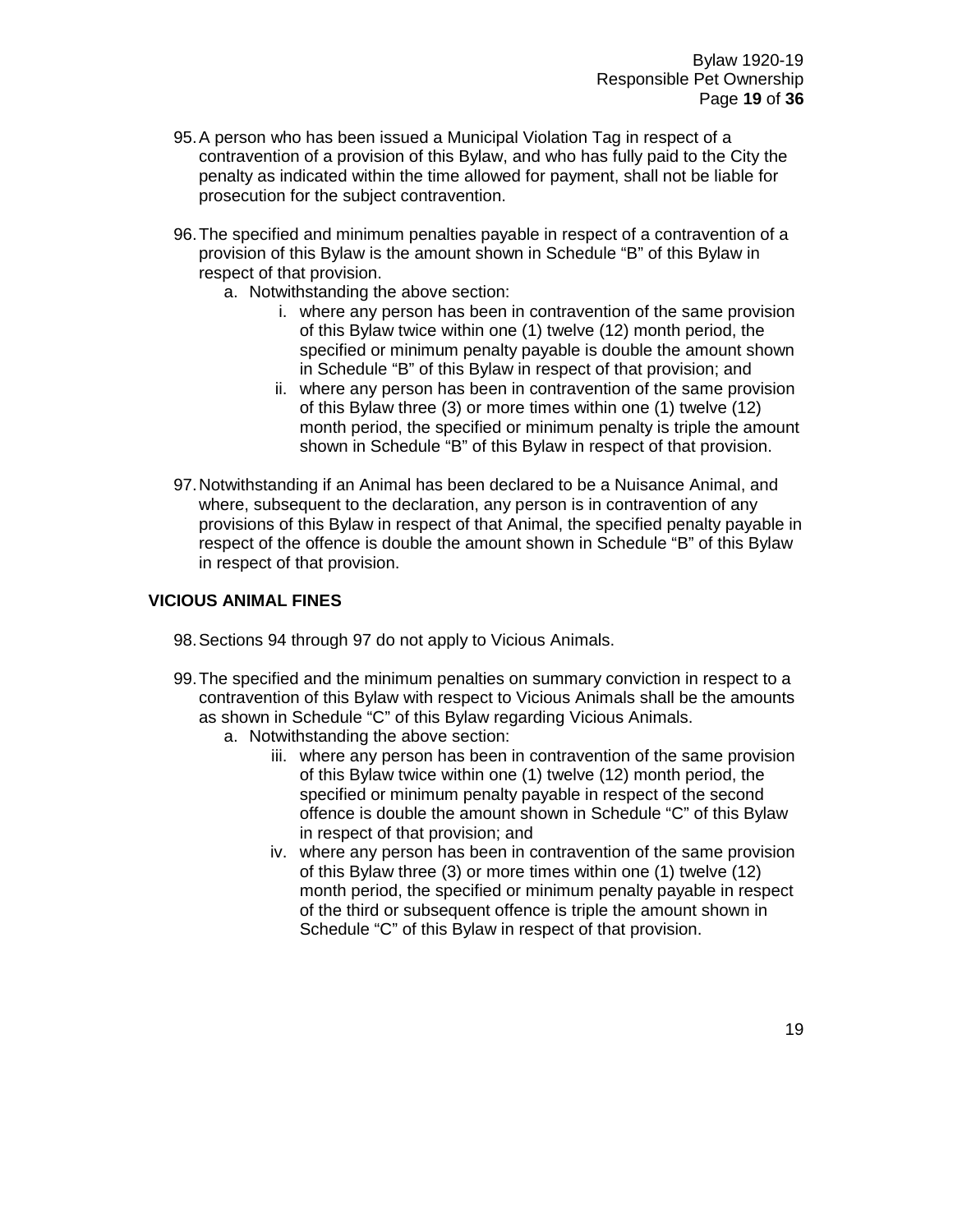95. A person who has been issued a Municipal Violation Tag in respect of a contravention of a provision of this Bylaw, and who has fully paid to the City the penalty as indicated within the time allowed for payment, shall not be liable for prosecution for the subject contravention.

96. The specified and minimum penalties payable in respect of a contravention of a provision of this Bylaw is the amount shown in Schedule "B" of this Bylaw in respect of that provision.
    a. Notwithstanding the above section:
        i. where any person has been in contravention of the same provision of this Bylaw twice within one (1) twelve (12) month period, the specified or minimum penalty payable is double the amount shown in Schedule "B" of this Bylaw in respect of that provision; and
        ii. where any person has been in contravention of the same provision of this Bylaw three (3) or more times within one (1) twelve (12) month period, the specified or minimum penalty is triple the amount shown in Schedule "B" of this Bylaw in respect of that provision.

97. Notwithstanding if an Animal has been declared to be a Nuisance Animal, and where, subsequent to the declaration, any person is in contravention of any provisions of this Bylaw in respect of that Animal, the specified penalty payable in respect of the offence is double the amount shown in Schedule "B" of this Bylaw in respect of that provision.

**VICIOUS ANIMAL FINES**

98. Sections 94 through 97 do not apply to Vicious Animals.

99. The specified and the minimum penalties on summary conviction in respect to a contravention of this Bylaw with respect to Vicious Animals shall be the amounts as shown in Schedule "C" of this Bylaw regarding Vicious Animals.
    a. Notwithstanding the above section:
        iii. where any person has been in contravention of the same provision of this Bylaw twice within one (1) twelve (12) month period, the specified or minimum penalty payable in respect of the second offence is double the amount shown in Schedule "C" of this Bylaw in respect of that provision; and
        iv. where any person has been in contravention of the same provision of this Bylaw three (3) or more times within one (1) twelve (12) month period, the specified or minimum penalty payable in respect of the third or subsequent offence is triple the amount shown in Schedule "C" of this Bylaw in respect of that provision.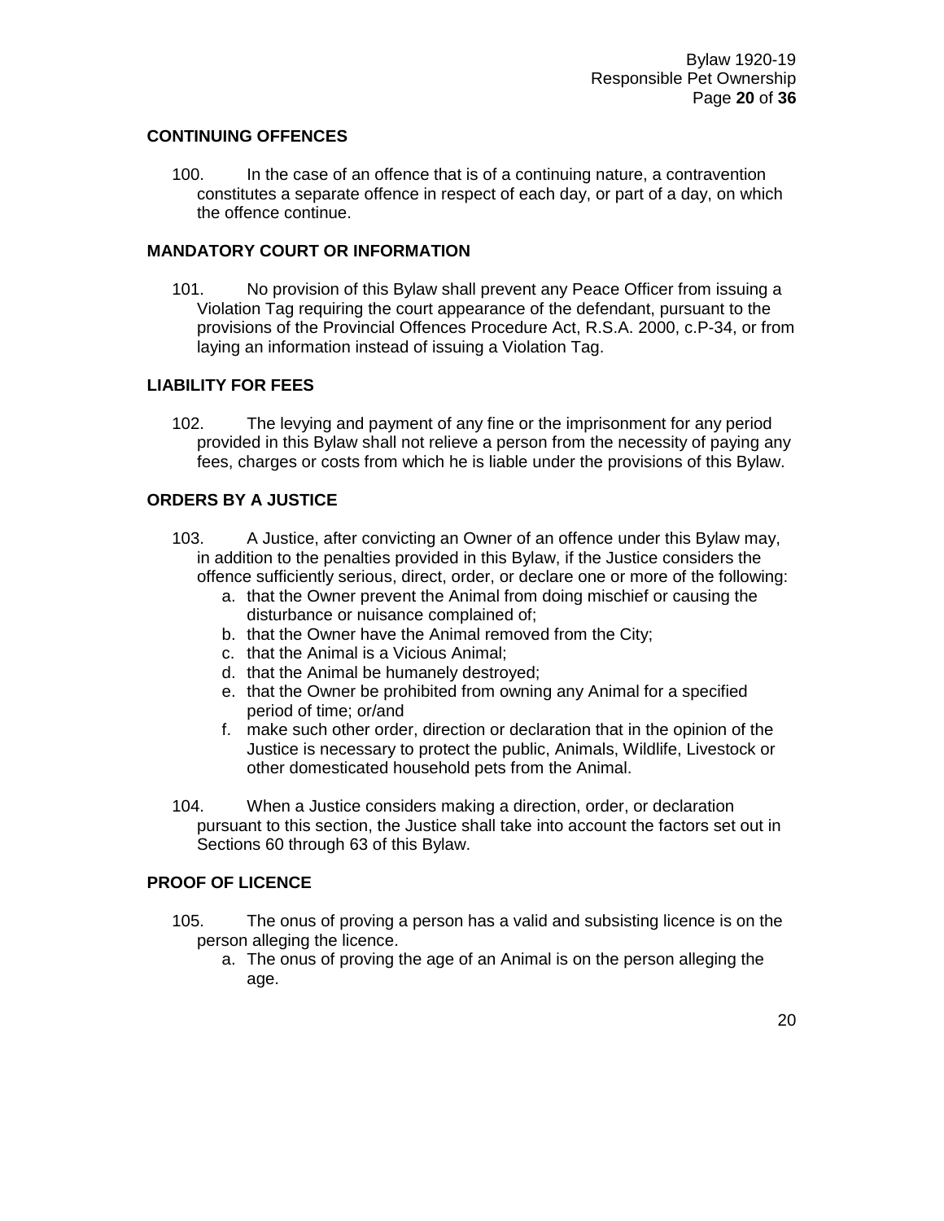## CONTINUING OFFENCES

100. In the case of an offence that is of a continuing nature, a contravention constitutes a separate offence in respect of each day, or part of a day, on which the offence continue.

## MANDATORY COURT OR INFORMATION

101. No provision of this Bylaw shall prevent any Peace Officer from issuing a Violation Tag requiring the court appearance of the defendant, pursuant to the provisions of the Provincial Offences Procedure Act, R.S.A. 2000, c.P-34, or from laying an information instead of issuing a Violation Tag.

## LIABILITY FOR FEES

102. The levying and payment of any fine or the imprisonment for any period provided in this Bylaw shall not relieve a person from the necessity of paying any fees, charges or costs from which he is liable under the provisions of this Bylaw.

## ORDERS BY A JUSTICE

103. A Justice, after convicting an Owner of an offence under this Bylaw may, in addition to the penalties provided in this Bylaw, if the Justice considers the offence sufficiently serious, direct, order, or declare one or more of the following:

   a. that the Owner prevent the Animal from doing mischief or causing the disturbance or nuisance complained of;
   b. that the Owner have the Animal removed from the City;
   c. that the Animal is a Vicious Animal;
   d. that the Animal be humanely destroyed;
   e. that the Owner be prohibited from owning any Animal for a specified period of time; or/and
   f. make such other order, direction or declaration that in the opinion of the Justice is necessary to protect the public, Animals, Wildlife, Livestock or other domesticated household pets from the Animal.

104. When a Justice considers making a direction, order, or declaration pursuant to this section, the Justice shall take into account the factors set out in Sections 60 through 63 of this Bylaw.

## PROOF OF LICENCE

105. The onus of proving a person has a valid and subsisting licence is on the person alleging the licence.

   a. The onus of proving the age of an Animal is on the person alleging the age.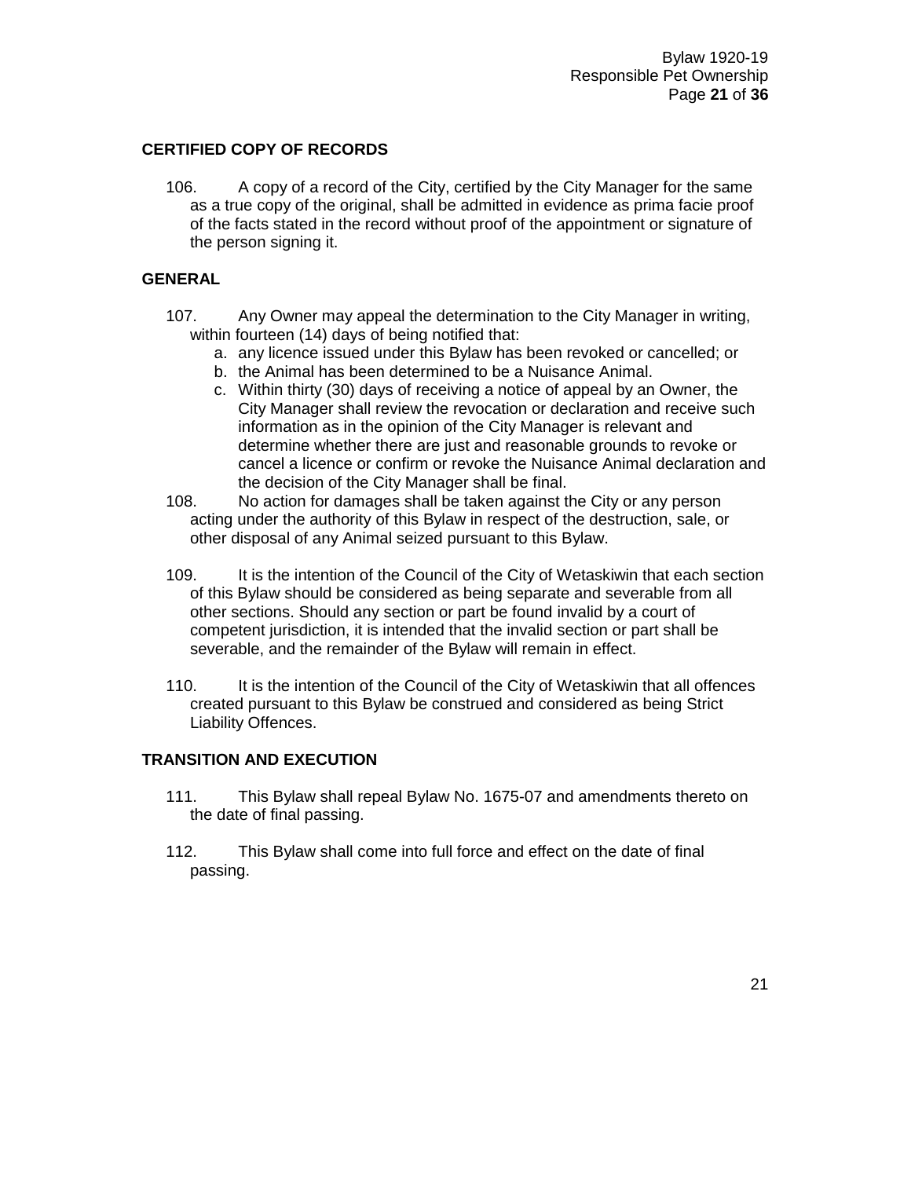## CERTIFIED COPY OF RECORDS

106. A copy of a record of the City, certified by the City Manager for the same as a true copy of the original, shall be admitted in evidence as prima facie proof of the facts stated in the record without proof of the appointment or signature of the person signing it.

## GENERAL

107. Any Owner may appeal the determination to the City Manager in writing, within fourteen (14) days of being notified that:
   a. any licence issued under this Bylaw has been revoked or cancelled; or
   b. the Animal has been determined to be a Nuisance Animal.
   c. Within thirty (30) days of receiving a notice of appeal by an Owner, the City Manager shall review the revocation or declaration and receive such information as in the opinion of the City Manager is relevant and determine whether there are just and reasonable grounds to revoke or cancel a licence or confirm or revoke the Nuisance Animal declaration and the decision of the City Manager shall be final.

108. No action for damages shall be taken against the City or any person acting under the authority of this Bylaw in respect of the destruction, sale, or other disposal of any Animal seized pursuant to this Bylaw.

109. It is the intention of the Council of the City of Wetaskiwin that each section of this Bylaw should be considered as being separate and severable from all other sections. Should any section or part be found invalid by a court of competent jurisdiction, it is intended that the invalid section or part shall be severable, and the remainder of the Bylaw will remain in effect.

110. It is the intention of the Council of the City of Wetaskiwin that all offences created pursuant to this Bylaw be construed and considered as being Strict Liability Offences.

## TRANSITION AND EXECUTION

111. This Bylaw shall repeal Bylaw No. 1675-07 and amendments thereto on the date of final passing.

112. This Bylaw shall come into full force and effect on the date of final passing.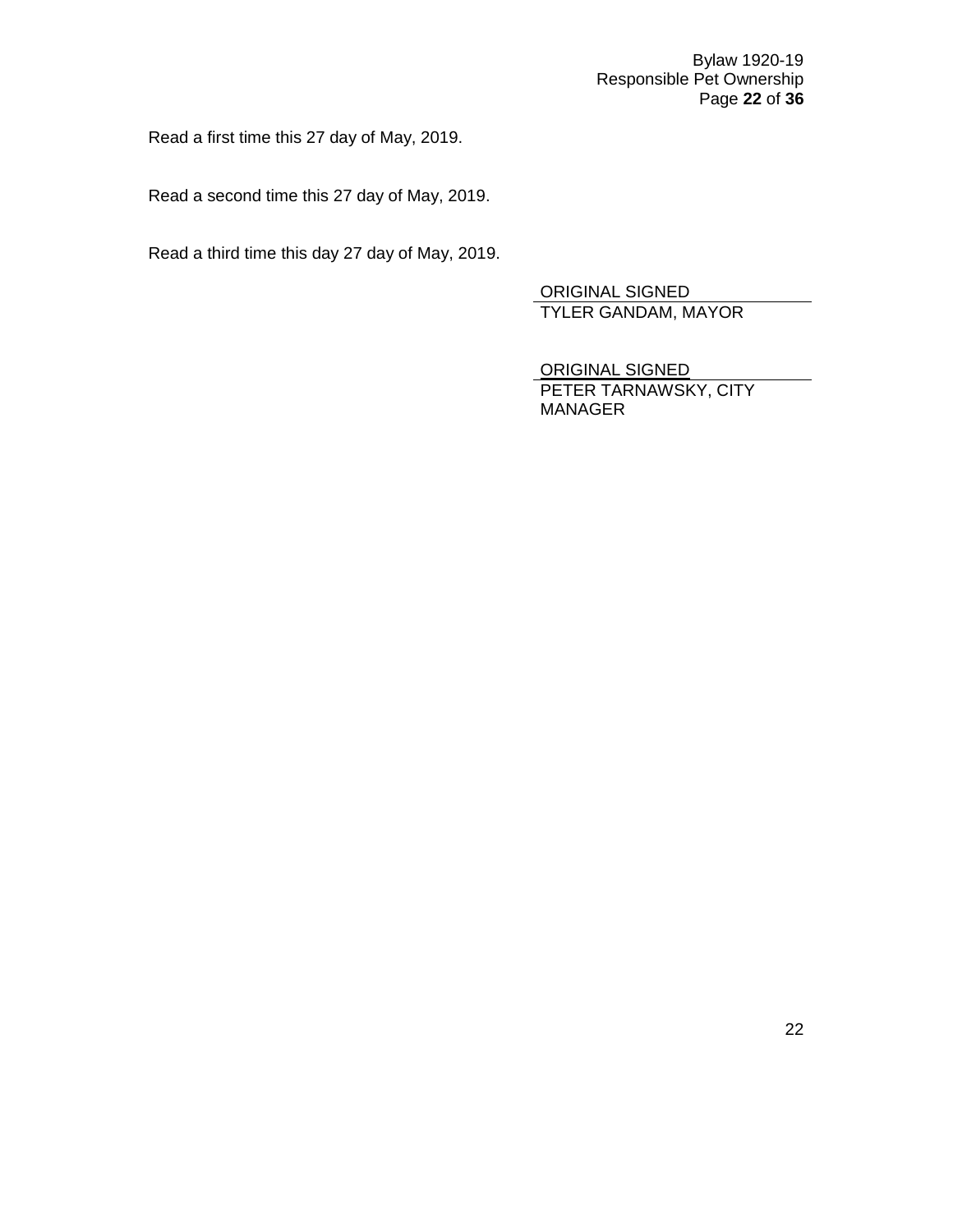Read a first time this 27 day of May, 2019.

Read a second time this 27 day of May, 2019.

Read a third time this day 27 day of May, 2019.

ORIGINAL SIGNED
TYLER GANDAM, MAYOR

ORIGINAL SIGNED
PETER TARNAWSKY, CITY MANAGER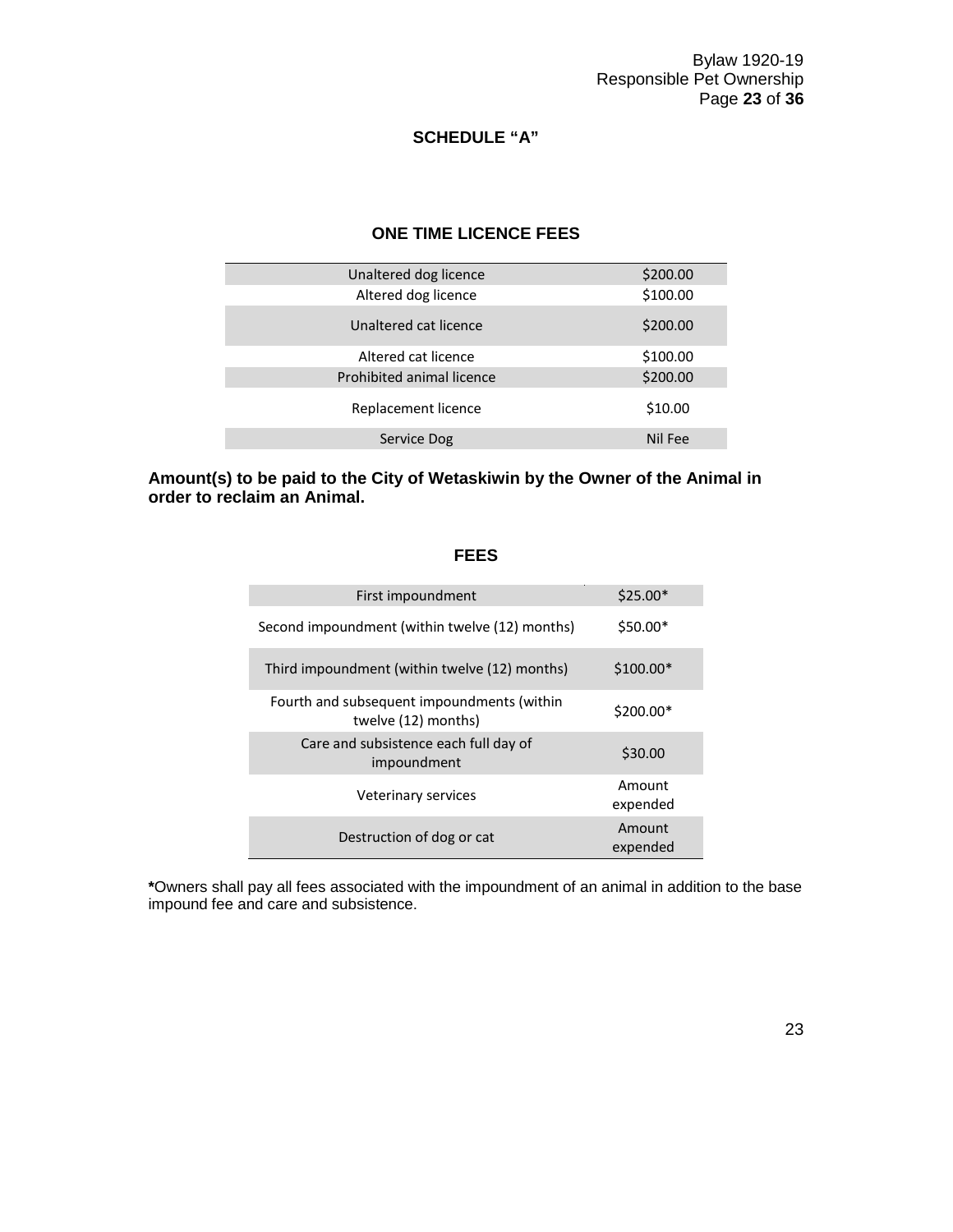## SCHEDULE "A"

### ONE TIME LICENCE FEES

| Licence | Fee |
|---|---|
| Unaltered dog licence | \$200.00 |
| Altered dog licence | \$100.00 |
| Unaltered cat licence | \$200.00 |
| Altered cat licence | \$100.00 |
| Prohibited animal licence | \$200.00 |
| Replacement licence | \$10.00 |
| Service Dog | Nil Fee |

**Amount(s) to be paid to the City of Wetaskiwin by the Owner of the Animal in order to reclaim an Animal.**

### FEES

| Item | Fee |
|---|---|
| First impoundment | \$25.00* |
| Second impoundment (within twelve (12) months) | \$50.00* |
| Third impoundment (within twelve (12) months) | \$100.00* |
| Fourth and subsequent impoundments (within twelve (12) months) | \$200.00* |
| Care and subsistence each full day of impoundment | \$30.00 |
| Veterinary services | Amount expended |
| Destruction of dog or cat | Amount expended |

**\***Owners shall pay all fees associated with the impoundment of an animal in addition to the base impound fee and care and subsistence.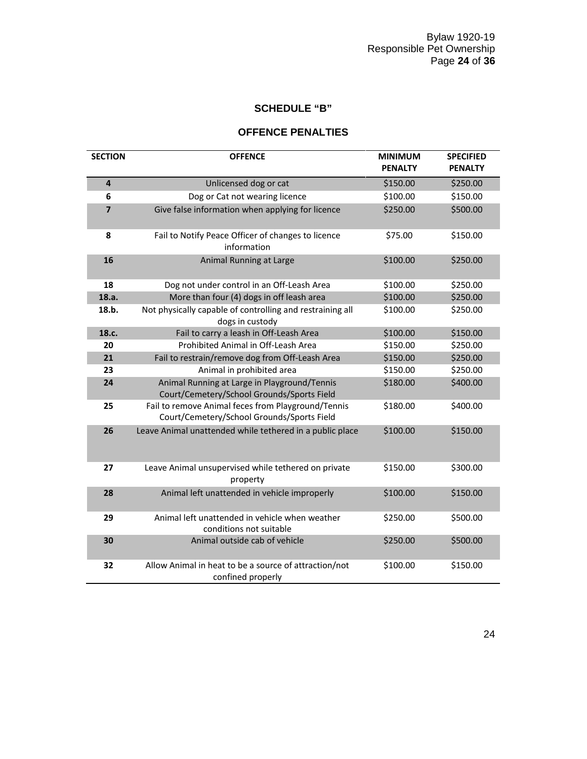## SCHEDULE "B"

## OFFENCE PENALTIES

| SECTION | OFFENCE | MINIMUM PENALTY | SPECIFIED PENALTY |
|---|---|---|---|
| 4 | Unlicensed dog or cat | $150.00 | $250.00 |
| 6 | Dog or Cat not wearing licence | $100.00 | $150.00 |
| 7 | Give false information when applying for licence | $250.00 | $500.00 |
| 8 | Fail to Notify Peace Officer of changes to licence information | $75.00 | $150.00 |
| 16 | Animal Running at Large | $100.00 | $250.00 |
| 18 | Dog not under control in an Off-Leash Area | $100.00 | $250.00 |
| 18.a. | More than four (4) dogs in off leash area | $100.00 | $250.00 |
| 18.b. | Not physically capable of controlling and restraining all dogs in custody | $100.00 | $250.00 |
| 18.c. | Fail to carry a leash in Off-Leash Area | $100.00 | $150.00 |
| 20 | Prohibited Animal in Off-Leash Area | $150.00 | $250.00 |
| 21 | Fail to restrain/remove dog from Off-Leash Area | $150.00 | $250.00 |
| 23 | Animal in prohibited area | $150.00 | $250.00 |
| 24 | Animal Running at Large in Playground/Tennis Court/Cemetery/School Grounds/Sports Field | $180.00 | $400.00 |
| 25 | Fail to remove Animal feces from Playground/Tennis Court/Cemetery/School Grounds/Sports Field | $180.00 | $400.00 |
| 26 | Leave Animal unattended while tethered in a public place | $100.00 | $150.00 |
| 27 | Leave Animal unsupervised while tethered on private property | $150.00 | $300.00 |
| 28 | Animal left unattended in vehicle improperly | $100.00 | $150.00 |
| 29 | Animal left unattended in vehicle when weather conditions not suitable | $250.00 | $500.00 |
| 30 | Animal outside cab of vehicle | $250.00 | $500.00 |
| 32 | Allow Animal in heat to be a source of attraction/not confined properly | $100.00 | $150.00 |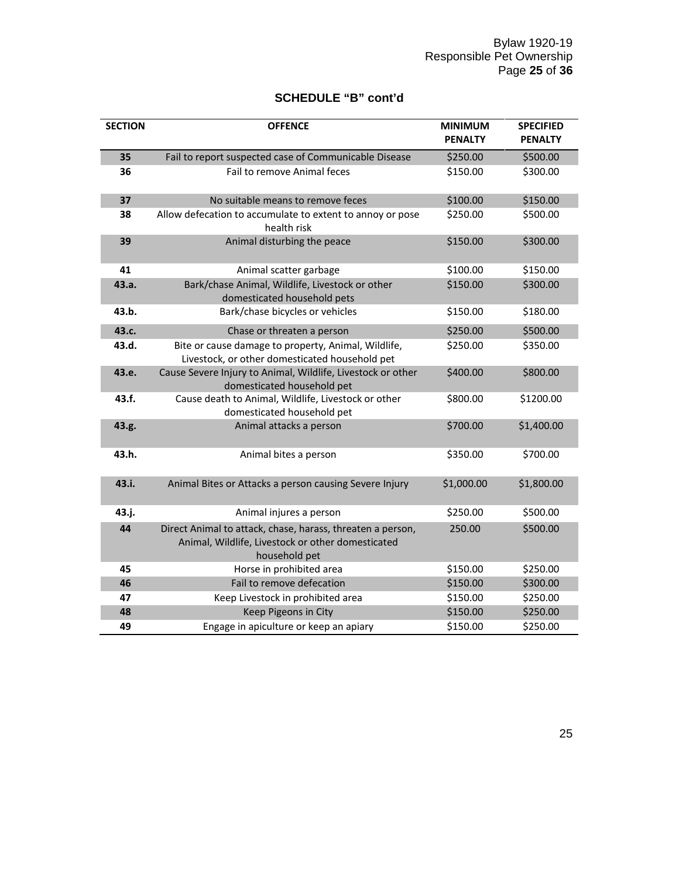## SCHEDULE "B" cont'd

| SECTION | OFFENCE | MINIMUM PENALTY | SPECIFIED PENALTY |
|---|---|---|---|
| 35 | Fail to report suspected case of Communicable Disease | $250.00 | $500.00 |
| 36 | Fail to remove Animal feces | $150.00 | $300.00 |
| 37 | No suitable means to remove feces | $100.00 | $150.00 |
| 38 | Allow defecation to accumulate to extent to annoy or pose health risk | $250.00 | $500.00 |
| 39 | Animal disturbing the peace | $150.00 | $300.00 |
| 41 | Animal scatter garbage | $100.00 | $150.00 |
| 43.a. | Bark/chase Animal, Wildlife, Livestock or other domesticated household pets | $150.00 | $300.00 |
| 43.b. | Bark/chase bicycles or vehicles | $150.00 | $180.00 |
| 43.c. | Chase or threaten a person | $250.00 | $500.00 |
| 43.d. | Bite or cause damage to property, Animal, Wildlife, Livestock, or other domesticated household pet | $250.00 | $350.00 |
| 43.e. | Cause Severe Injury to Animal, Wildlife, Livestock or other domesticated household pet | $400.00 | $800.00 |
| 43.f. | Cause death to Animal, Wildlife, Livestock or other domesticated household pet | $800.00 | $1200.00 |
| 43.g. | Animal attacks a person | $700.00 | $1,400.00 |
| 43.h. | Animal bites a person | $350.00 | $700.00 |
| 43.i. | Animal Bites or Attacks a person causing Severe Injury | $1,000.00 | $1,800.00 |
| 43.j. | Animal injures a person | $250.00 | $500.00 |
| 44 | Direct Animal to attack, chase, harass, threaten a person, Animal, Wildlife, Livestock or other domesticated household pet | 250.00 | $500.00 |
| 45 | Horse in prohibited area | $150.00 | $250.00 |
| 46 | Fail to remove defecation | $150.00 | $300.00 |
| 47 | Keep Livestock in prohibited area | $150.00 | $250.00 |
| 48 | Keep Pigeons in City | $150.00 | $250.00 |
| 49 | Engage in apiculture or keep an apiary | $150.00 | $250.00 |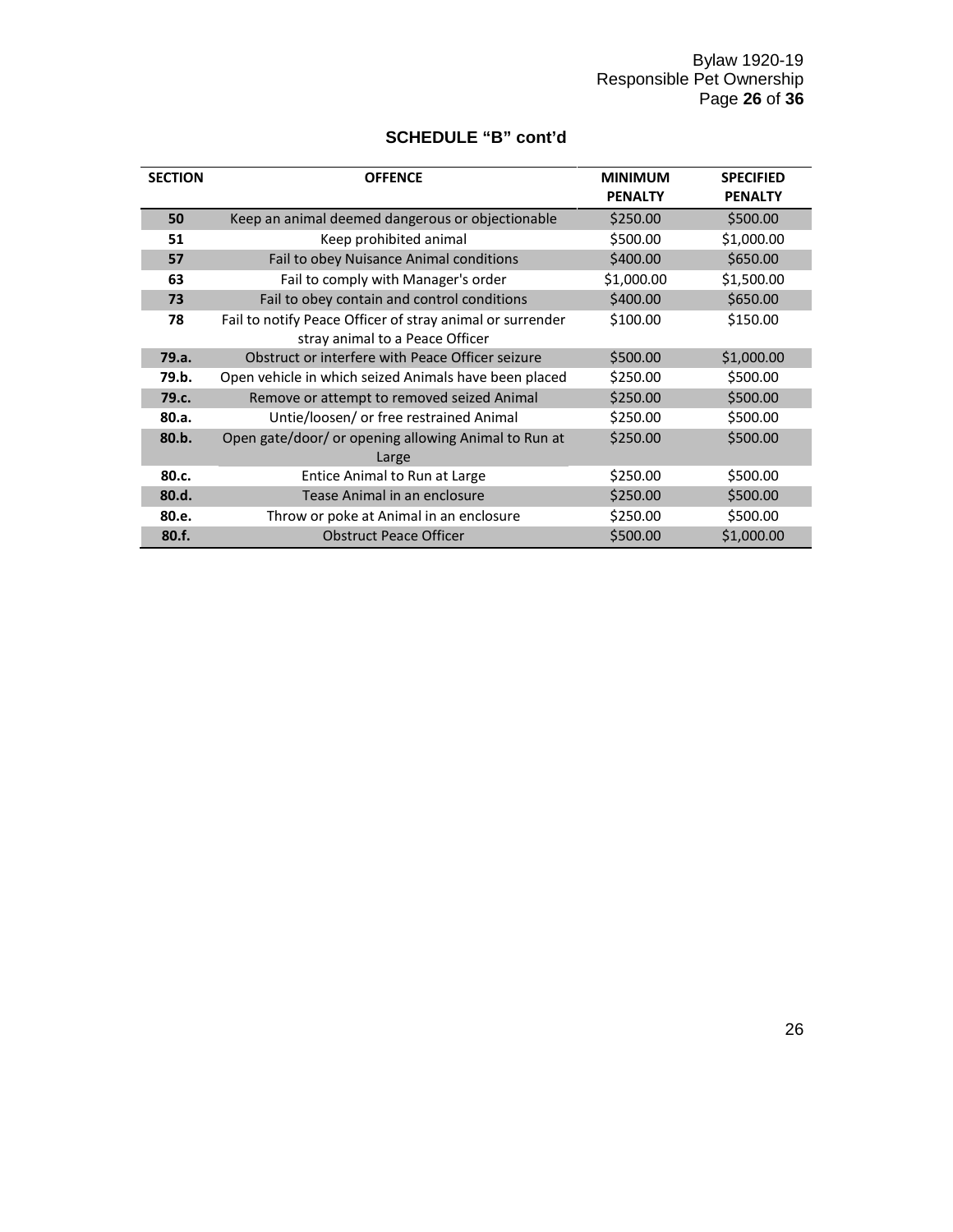## SCHEDULE "B" cont'd

| SECTION | OFFENCE | MINIMUM PENALTY | SPECIFIED PENALTY |
|---|---|---|---|
| 50 | Keep an animal deemed dangerous or objectionable | $250.00 | $500.00 |
| 51 | Keep prohibited animal | $500.00 | $1,000.00 |
| 57 | Fail to obey Nuisance Animal conditions | $400.00 | $650.00 |
| 63 | Fail to comply with Manager's order | $1,000.00 | $1,500.00 |
| 73 | Fail to obey contain and control conditions | $400.00 | $650.00 |
| 78 | Fail to notify Peace Officer of stray animal or surrender stray animal to a Peace Officer | $100.00 | $150.00 |
| 79.a. | Obstruct or interfere with Peace Officer seizure | $500.00 | $1,000.00 |
| 79.b. | Open vehicle in which seized Animals have been placed | $250.00 | $500.00 |
| 79.c. | Remove or attempt to removed seized Animal | $250.00 | $500.00 |
| 80.a. | Untie/loosen/ or free restrained Animal | $250.00 | $500.00 |
| 80.b. | Open gate/door/ or opening allowing Animal to Run at Large | $250.00 | $500.00 |
| 80.c. | Entice Animal to Run at Large | $250.00 | $500.00 |
| 80.d. | Tease Animal in an enclosure | $250.00 | $500.00 |
| 80.e. | Throw or poke at Animal in an enclosure | $250.00 | $500.00 |
| 80.f. | Obstruct Peace Officer | $500.00 | $1,000.00 |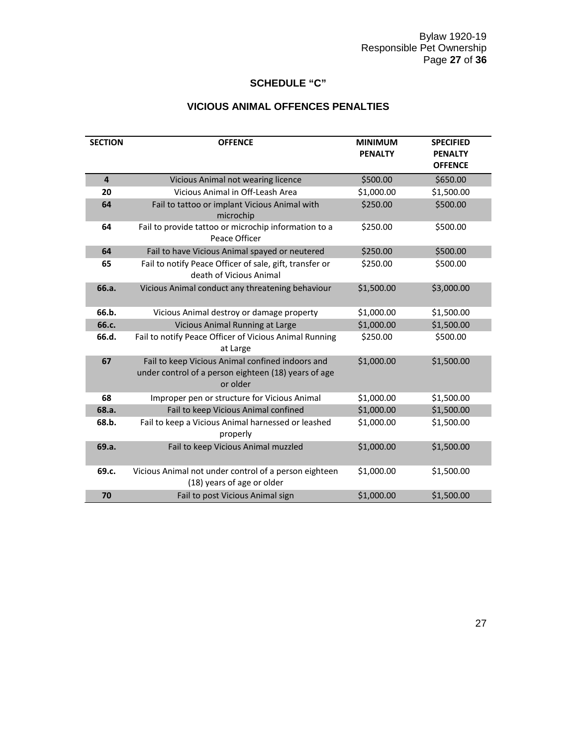## SCHEDULE "C"

## VICIOUS ANIMAL OFFENCES PENALTIES

| SECTION | OFFENCE | MINIMUM PENALTY | SPECIFIED PENALTY OFFENCE |
|---|---|---|---|
| 4 | Vicious Animal not wearing licence | $500.00 | $650.00 |
| 20 | Vicious Animal in Off-Leash Area | $1,000.00 | $1,500.00 |
| 64 | Fail to tattoo or implant Vicious Animal with microchip | $250.00 | $500.00 |
| 64 | Fail to provide tattoo or microchip information to a Peace Officer | $250.00 | $500.00 |
| 64 | Fail to have Vicious Animal spayed or neutered | $250.00 | $500.00 |
| 65 | Fail to notify Peace Officer of sale, gift, transfer or death of Vicious Animal | $250.00 | $500.00 |
| 66.a. | Vicious Animal conduct any threatening behaviour | $1,500.00 | $3,000.00 |
| 66.b. | Vicious Animal destroy or damage property | $1,000.00 | $1,500.00 |
| 66.c. | Vicious Animal Running at Large | $1,000.00 | $1,500.00 |
| 66.d. | Fail to notify Peace Officer of Vicious Animal Running at Large | $250.00 | $500.00 |
| 67 | Fail to keep Vicious Animal confined indoors and under control of a person eighteen (18) years of age or older | $1,000.00 | $1,500.00 |
| 68 | Improper pen or structure for Vicious Animal | $1,000.00 | $1,500.00 |
| 68.a. | Fail to keep Vicious Animal confined | $1,000.00 | $1,500.00 |
| 68.b. | Fail to keep a Vicious Animal harnessed or leashed properly | $1,000.00 | $1,500.00 |
| 69.a. | Fail to keep Vicious Animal muzzled | $1,000.00 | $1,500.00 |
| 69.c. | Vicious Animal not under control of a person eighteen (18) years of age or older | $1,000.00 | $1,500.00 |
| 70 | Fail to post Vicious Animal sign | $1,000.00 | $1,500.00 |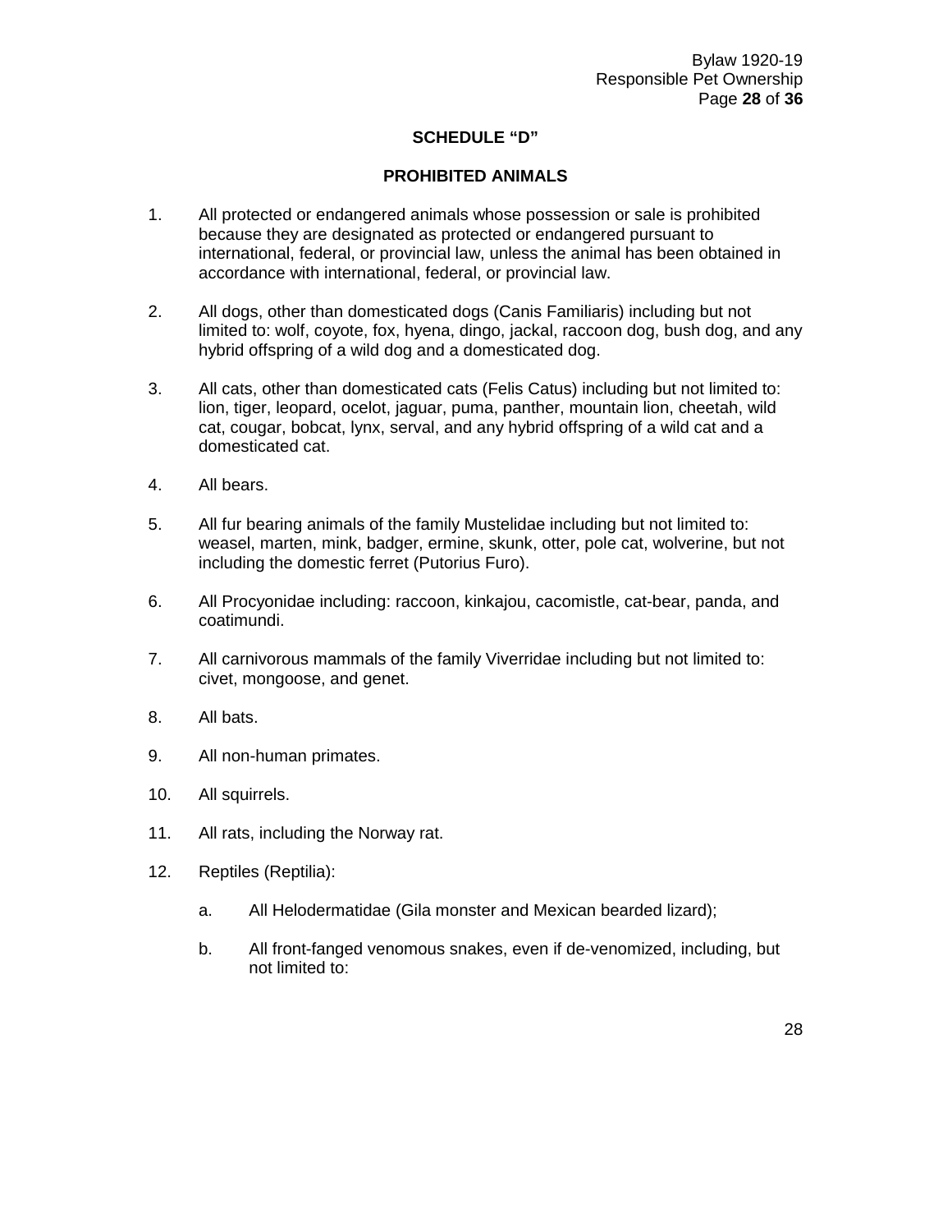## SCHEDULE "D"

## PROHIBITED ANIMALS

1. All protected or endangered animals whose possession or sale is prohibited because they are designated as protected or endangered pursuant to international, federal, or provincial law, unless the animal has been obtained in accordance with international, federal, or provincial law.

2. All dogs, other than domesticated dogs (Canis Familiaris) including but not limited to: wolf, coyote, fox, hyena, dingo, jackal, raccoon dog, bush dog, and any hybrid offspring of a wild dog and a domesticated dog.

3. All cats, other than domesticated cats (Felis Catus) including but not limited to: lion, tiger, leopard, ocelot, jaguar, puma, panther, mountain lion, cheetah, wild cat, cougar, bobcat, lynx, serval, and any hybrid offspring of a wild cat and a domesticated cat.

4. All bears.

5. All fur bearing animals of the family Mustelidae including but not limited to: weasel, marten, mink, badger, ermine, skunk, otter, pole cat, wolverine, but not including the domestic ferret (Putorius Furo).

6. All Procyonidae including: raccoon, kinkajou, cacomistle, cat-bear, panda, and coatimundi.

7. All carnivorous mammals of the family Viverridae including but not limited to: civet, mongoose, and genet.

8. All bats.

9. All non-human primates.

10. All squirrels.

11. All rats, including the Norway rat.

12. Reptiles (Reptilia):

    a. All Helodermatidae (Gila monster and Mexican bearded lizard);

    b. All front-fanged venomous snakes, even if de-venomized, including, but not limited to: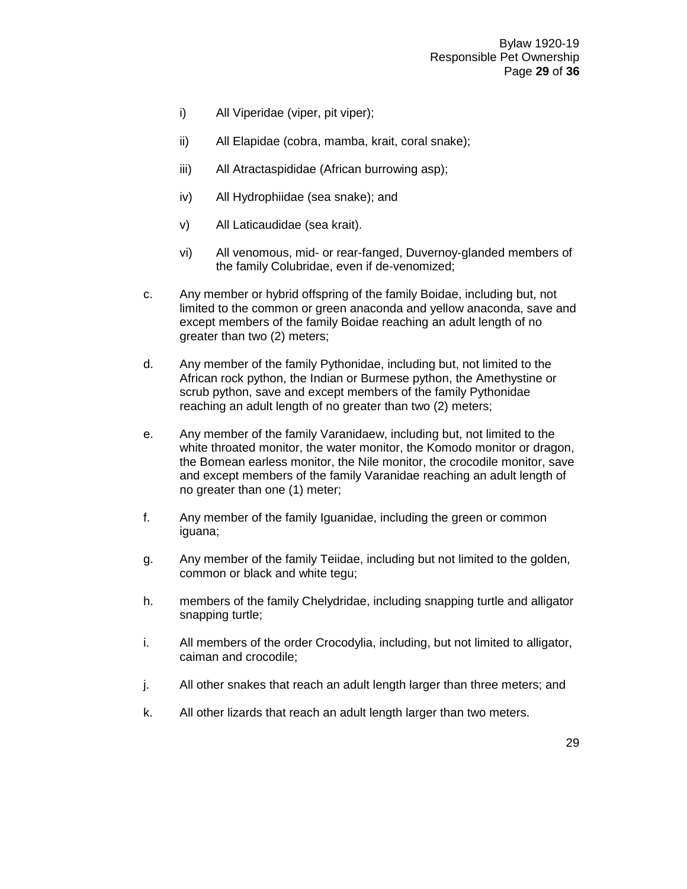i) All Viperidae (viper, pit viper);

ii) All Elapidae (cobra, mamba, krait, coral snake);

iii) All Atractaspididae (African burrowing asp);

iv) All Hydrophiidae (sea snake); and

v) All Laticaudidae (sea krait).

vi) All venomous, mid- or rear-fanged, Duvernoy-glanded members of the family Colubridae, even if de-venomized;

c. Any member or hybrid offspring of the family Boidae, including but, not limited to the common or green anaconda and yellow anaconda, save and except members of the family Boidae reaching an adult length of no greater than two (2) meters;

d. Any member of the family Pythonidae, including but, not limited to the African rock python, the Indian or Burmese python, the Amethystine or scrub python, save and except members of the family Pythonidae reaching an adult length of no greater than two (2) meters;

e. Any member of the family Varanidaew, including but, not limited to the white throated monitor, the water monitor, the Komodo monitor or dragon, the Bomean earless monitor, the Nile monitor, the crocodile monitor, save and except members of the family Varanidae reaching an adult length of no greater than one (1) meter;

f. Any member of the family Iguanidae, including the green or common iguana;

g. Any member of the family Teiidae, including but not limited to the golden, common or black and white tegu;

h. members of the family Chelydridae, including snapping turtle and alligator snapping turtle;

i. All members of the order Crocodylia, including, but not limited to alligator, caiman and crocodile;

j. All other snakes that reach an adult length larger than three meters; and

k. All other lizards that reach an adult length larger than two meters.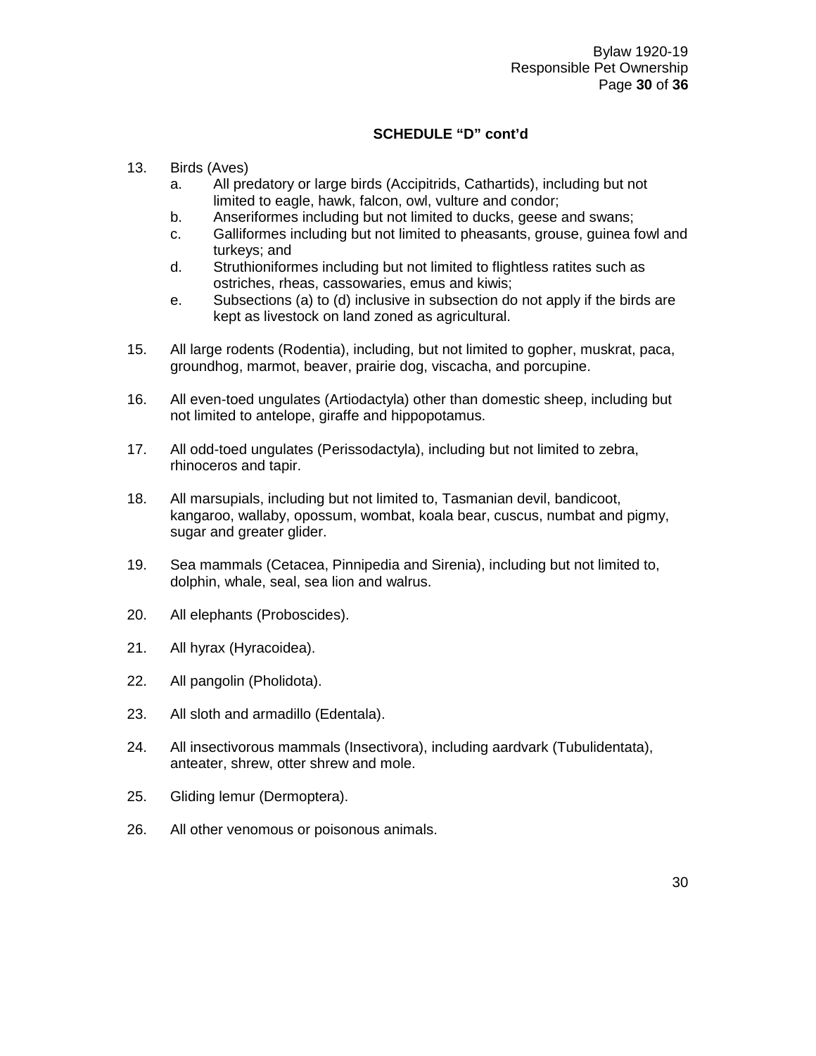**SCHEDULE "D" cont'd**

13. Birds (Aves)
    a. All predatory or large birds (Accipitrids, Cathartids), including but not limited to eagle, hawk, falcon, owl, vulture and condor;
    b. Anseriformes including but not limited to ducks, geese and swans;
    c. Galliformes including but not limited to pheasants, grouse, guinea fowl and turkeys; and
    d. Struthioniformes including but not limited to flightless ratites such as ostriches, rheas, cassowaries, emus and kiwis;
    e. Subsections (a) to (d) inclusive in subsection do not apply if the birds are kept as livestock on land zoned as agricultural.

15. All large rodents (Rodentia), including, but not limited to gopher, muskrat, paca, groundhog, marmot, beaver, prairie dog, viscacha, and porcupine.

16. All even-toed ungulates (Artiodactyla) other than domestic sheep, including but not limited to antelope, giraffe and hippopotamus.

17. All odd-toed ungulates (Perissodactyla), including but not limited to zebra, rhinoceros and tapir.

18. All marsupials, including but not limited to, Tasmanian devil, bandicoot, kangaroo, wallaby, opossum, wombat, koala bear, cuscus, numbat and pigmy, sugar and greater glider.

19. Sea mammals (Cetacea, Pinnipedia and Sirenia), including but not limited to, dolphin, whale, seal, sea lion and walrus.

20. All elephants (Proboscides).

21. All hyrax (Hyracoidea).

22. All pangolin (Pholidota).

23. All sloth and armadillo (Edentala).

24. All insectivorous mammals (Insectivora), including aardvark (Tubulidentata), anteater, shrew, otter shrew and mole.

25. Gliding lemur (Dermoptera).

26. All other venomous or poisonous animals.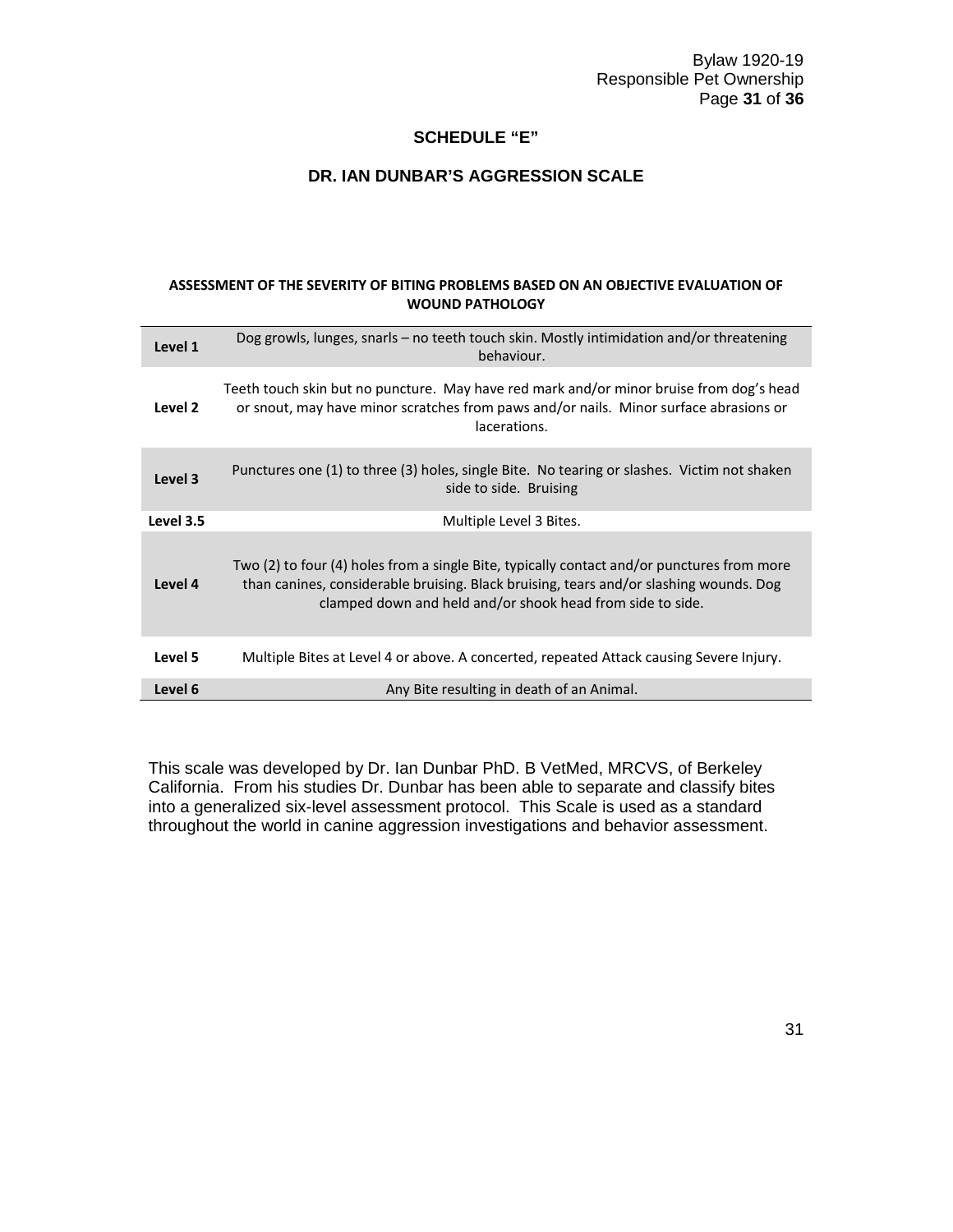## SCHEDULE "E"

### DR. IAN DUNBAR'S AGGRESSION SCALE

**ASSESSMENT OF THE SEVERITY OF BITING PROBLEMS BASED ON AN OBJECTIVE EVALUATION OF WOUND PATHOLOGY**

| Level | Description |
|---|---|
| **Level 1** | Dog growls, lunges, snarls – no teeth touch skin. Mostly intimidation and/or threatening behaviour. |
| **Level 2** | Teeth touch skin but no puncture. May have red mark and/or minor bruise from dog's head or snout, may have minor scratches from paws and/or nails. Minor surface abrasions or lacerations. |
| **Level 3** | Punctures one (1) to three (3) holes, single Bite. No tearing or slashes. Victim not shaken side to side. Bruising |
| **Level 3.5** | Multiple Level 3 Bites. |
| **Level 4** | Two (2) to four (4) holes from a single Bite, typically contact and/or punctures from more than canines, considerable bruising. Black bruising, tears and/or slashing wounds. Dog clamped down and held and/or shook head from side to side. |
| **Level 5** | Multiple Bites at Level 4 or above. A concerted, repeated Attack causing Severe Injury. |
| **Level 6** | Any Bite resulting in death of an Animal. |

This scale was developed by Dr. Ian Dunbar PhD. B VetMed, MRCVS, of Berkeley California. From his studies Dr. Dunbar has been able to separate and classify bites into a generalized six-level assessment protocol. This Scale is used as a standard throughout the world in canine aggression investigations and behavior assessment.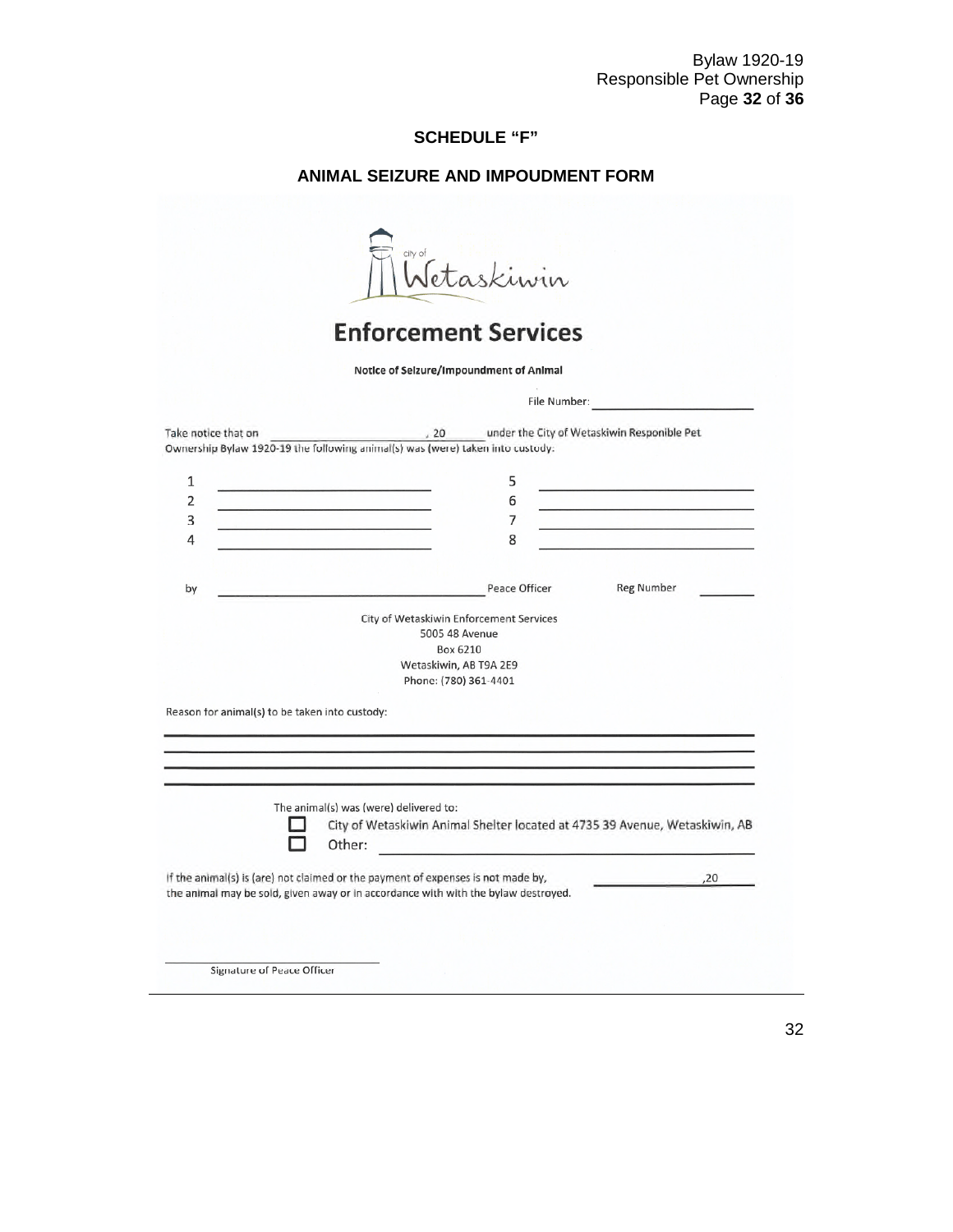## SCHEDULE "F"

## ANIMAL SEIZURE AND IMPOUDMENT FORM

city of Wetaskiwin

# Enforcement Services

**Notice of Seizure/Impoundment of Animal**

File Number: ______________________

Take notice that on ______________________, 20______ under the City of Wetaskiwin Responible Pet Ownership Bylaw 1920-19 the following animal(s) was (were) taken into custody:

1 ______________________ 5 ______________________
2 ______________________ 6 ______________________
3 ______________________ 7 ______________________
4 ______________________ 8 ______________________

by ______________________ Peace Officer Reg Number ________

City of Wetaskiwin Enforcement Services
5005 48 Avenue
Box 6210
Wetaskiwin, AB T9A 2E9
Phone: (780) 361-4401

Reason for animal(s) to be taken into custody:

______________________________________________________________

______________________________________________________________

______________________________________________________________

______________________________________________________________

The animal(s) was (were) delivered to:

☐ City of Wetaskiwin Animal Shelter located at 4735 39 Avenue, Wetaskiwin, AB
☐ Other: ______________________

If the animal(s) is (are) not claimed or the payment of expenses is not made by, ______________,20______ the animal may be sold, given away or in accordance with with the bylaw destroyed.

______________________
Signature of Peace Officer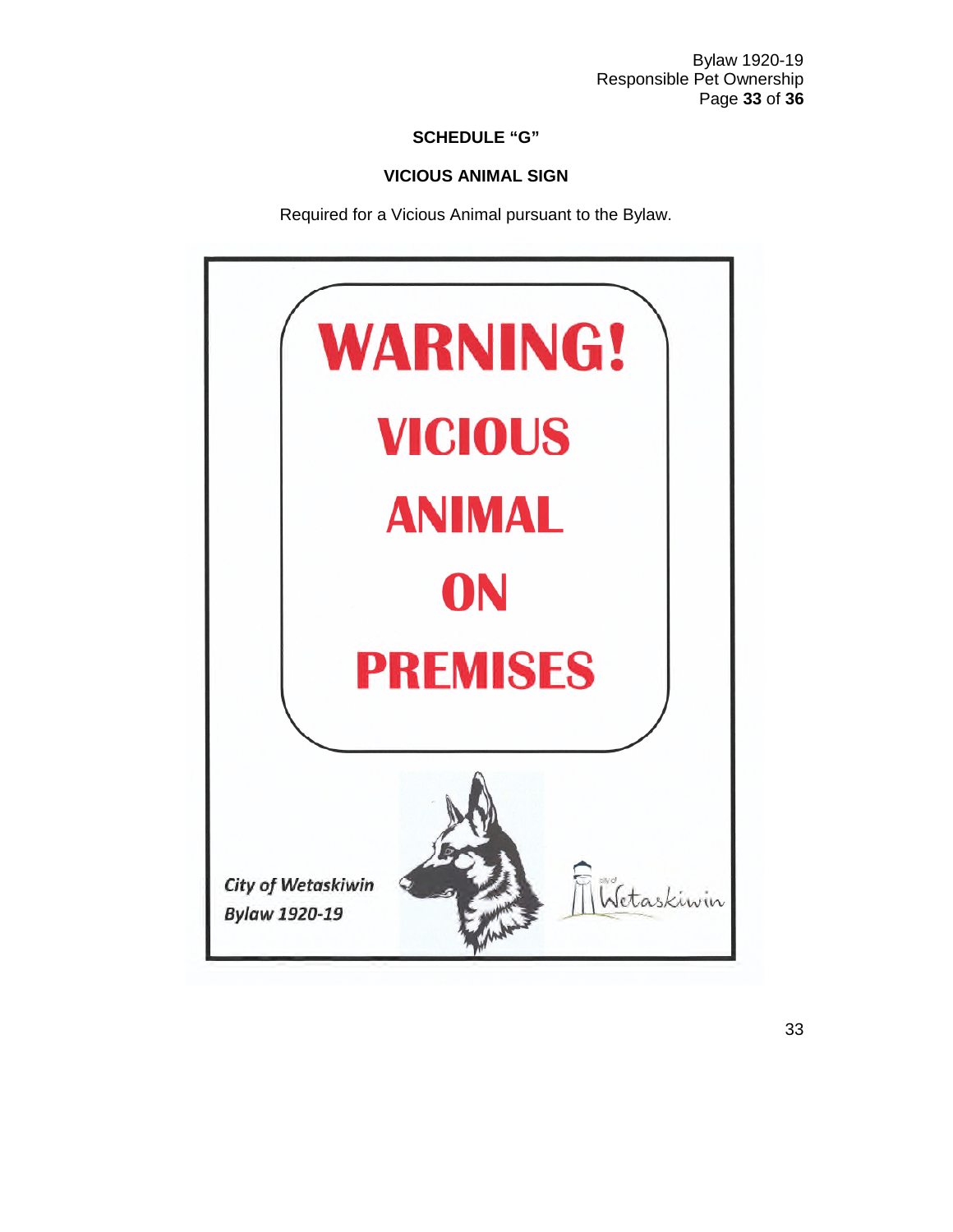## SCHEDULE "G"

### VICIOUS ANIMAL SIGN

Required for a Vicious Animal pursuant to the Bylaw.

**WARNING!**

**VICIOUS**

**ANIMAL**

**ON**

**PREMISES**

*City of Wetaskiwin*
*Bylaw 1920-19*

City of Wetaskiwin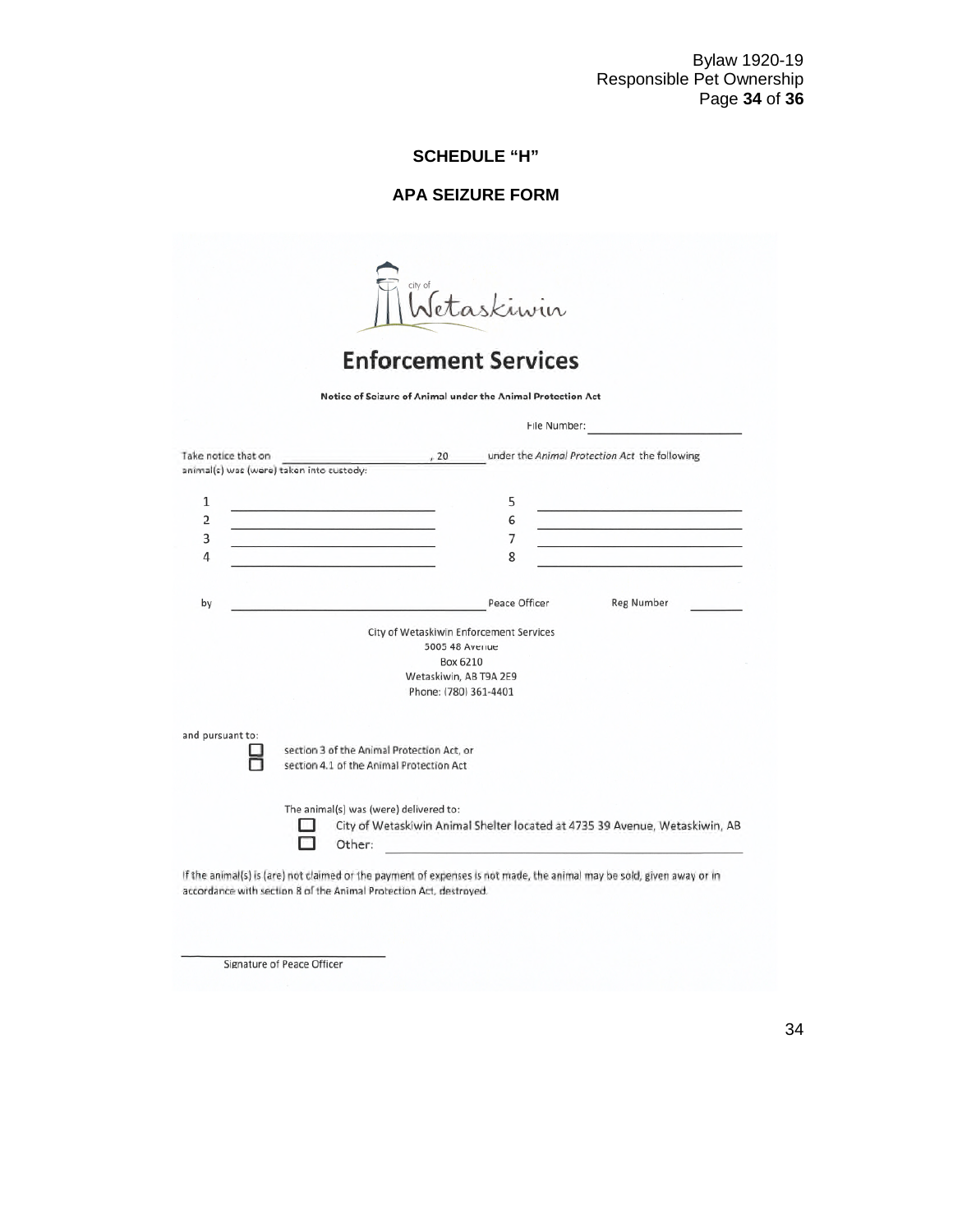**SCHEDULE "H"**

**APA SEIZURE FORM**

city of Wetaskiwin

# Enforcement Services

**Notice of Seizure of Animal under the Animal Protection Act**

File Number: ______________________

Take notice that on ______________________ , 20 ______ under the *Animal Protection Act* the following animal(s) was (were) taken into custody:

| | | | |
|---|---|---|---|
| 1 | ______________________ | 5 | ______________________ |
| 2 | ______________________ | 6 | ______________________ |
| 3 | ______________________ | 7 | ______________________ |
| 4 | ______________________ | 8 | ______________________ |

by ______________________________ Peace Officer Reg Number ________

City of Wetaskiwin Enforcement Services
5005 48 Avenue
Box 6210
Wetaskiwin, AB T9A 2E9
Phone: (780) 361-4401

and pursuant to:

- ☐ section 3 of the Animal Protection Act, or
- ☐ section 4.1 of the Animal Protection Act

The animal(s) was (were) delivered to:

- ☐ City of Wetaskiwin Animal Shelter located at 4735 39 Avenue, Wetaskiwin, AB
- ☐ Other: ______________________________

If the animal(s) is (are) not claimed or the payment of expenses is not made, the animal may be sold, given away or in accordance with section 8 of the Animal Protection Act, destroyed.

______________________________
Signature of Peace Officer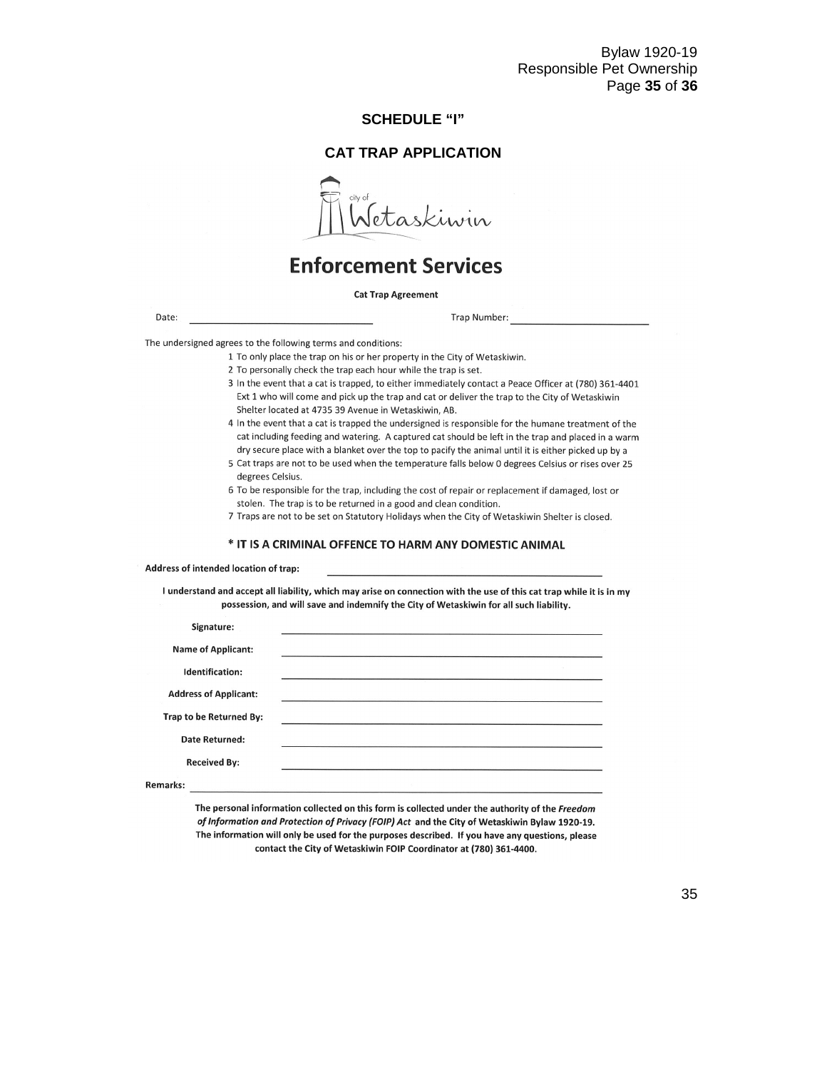## SCHEDULE "I"

## CAT TRAP APPLICATION

city of Wetaskiwin

# Enforcement Services

**Cat Trap Agreement**

Date: ______________________ Trap Number: ______________________

The undersigned agrees to the following terms and conditions:

1 To only place the trap on his or her property in the City of Wetaskiwin.
2 To personally check the trap each hour while the trap is set.
3 In the event that a cat is trapped, to either immediately contact a Peace Officer at (780) 361-4401 Ext 1 who will come and pick up the trap and cat or deliver the trap to the City of Wetaskiwin Shelter located at 4735 39 Avenue in Wetaskiwin, AB.
4 In the event that a cat is trapped the undersigned is responsible for the humane treatment of the cat including feeding and watering. A captured cat should be left in the trap and placed in a warm dry secure place with a blanket over the top to pacify the animal until it is either picked up by a
5 Cat traps are not to be used when the temperature falls below 0 degrees Celsius or rises over 25 degrees Celsius.
6 To be responsible for the trap, including the cost of repair or replacement if damaged, lost or stolen. The trap is to be returned in a good and clean condition.
7 Traps are not to be set on Statutory Holidays when the City of Wetaskiwin Shelter is closed.

**\* IT IS A CRIMINAL OFFENCE TO HARM ANY DOMESTIC ANIMAL**

**Address of intended location of trap:** ______________________

**I understand and accept all liability, which may arise on connection with the use of this cat trap while it is in my possession, and will save and indemnify the City of Wetaskiwin for all such liability.**

**Signature:** ______________________

**Name of Applicant:** ______________________

**Identification:** ______________________

**Address of Applicant:** ______________________

**Trap to be Returned By:** ______________________

**Date Returned:** ______________________

**Received By:** ______________________

**Remarks:** ______________________

**The personal information collected on this form is collected under the authority of the *Freedom of Information and Protection of Privacy (FOIP) Act* and the City of Wetaskiwin Bylaw 1920-19. The information will only be used for the purposes described. If you have any questions, please contact the City of Wetaskiwin FOIP Coordinator at (780) 361-4400.**